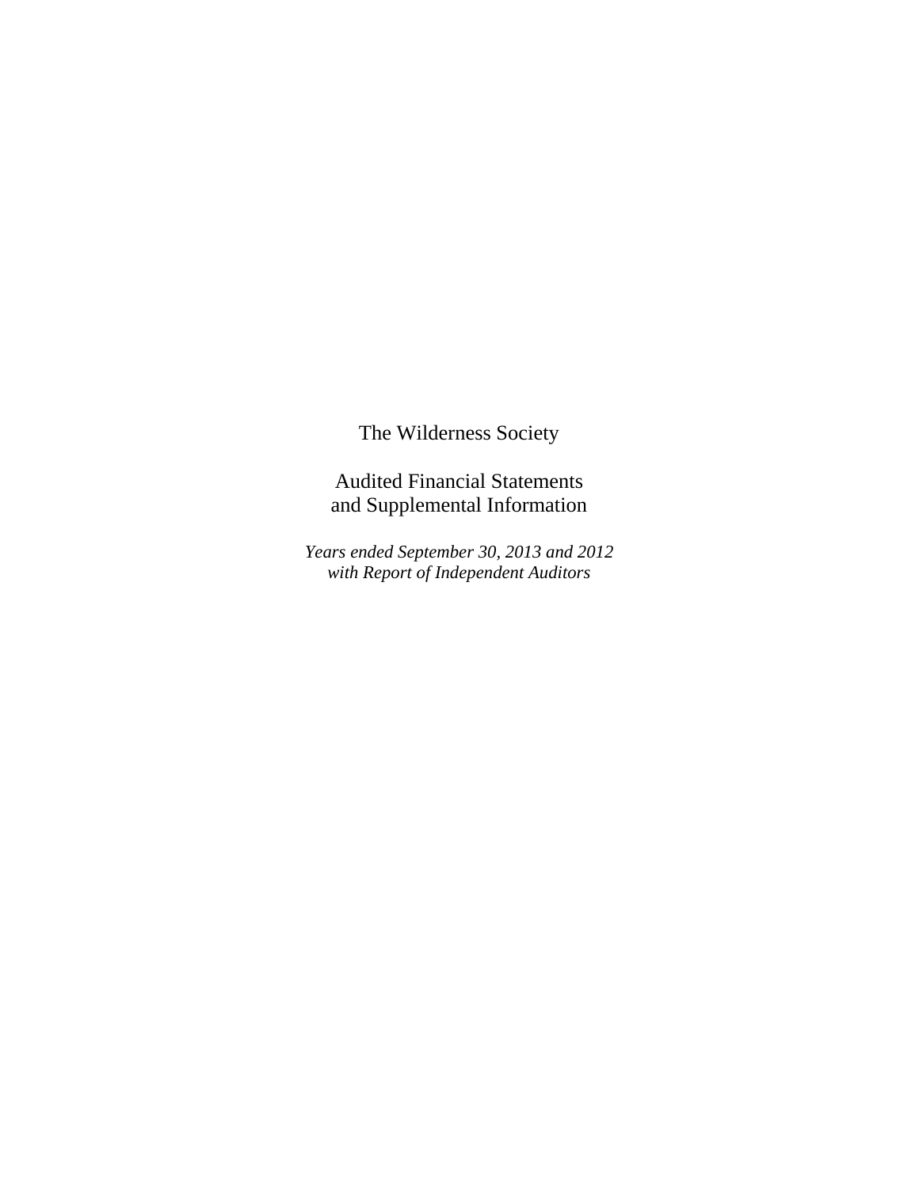# The Wilderness Society

## Audited Financial Statements
## and Supplemental Information

*Years ended September 30, 2013 and 2012*
*with Report of Independent Auditors*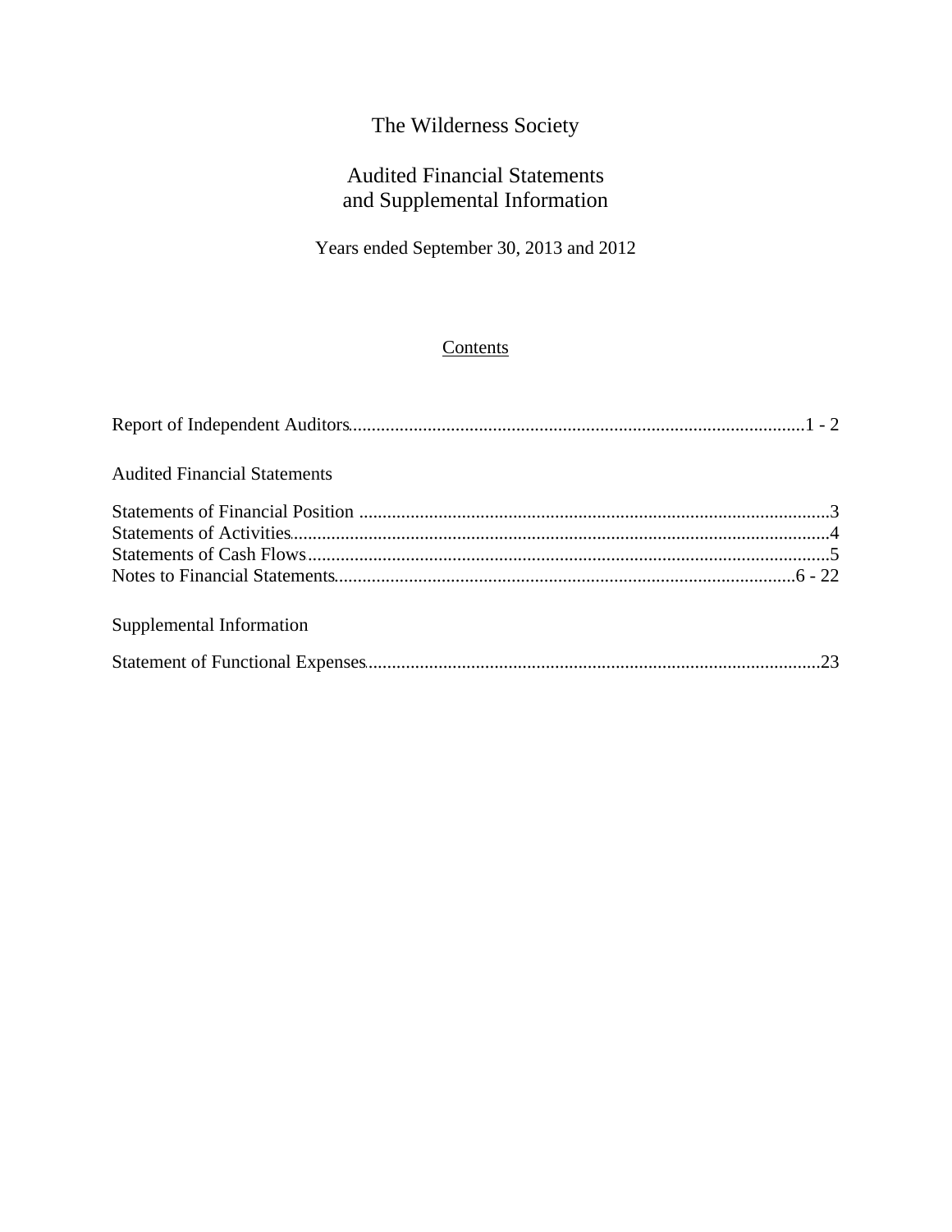# The Wilderness Society

## Audited Financial Statements
## and Supplemental Information

Years ended September 30, 2013 and 2012

### Contents

Report of Independent Auditors ........................................................................ 1 - 2

**Audited Financial Statements**

Statements of Financial Position ........................................................................ 3
Statements of Activities ........................................................................ 4
Statements of Cash Flows ........................................................................ 5
Notes to Financial Statements ........................................................................ 6 - 22

**Supplemental Information**

Statement of Functional Expenses ........................................................................ 23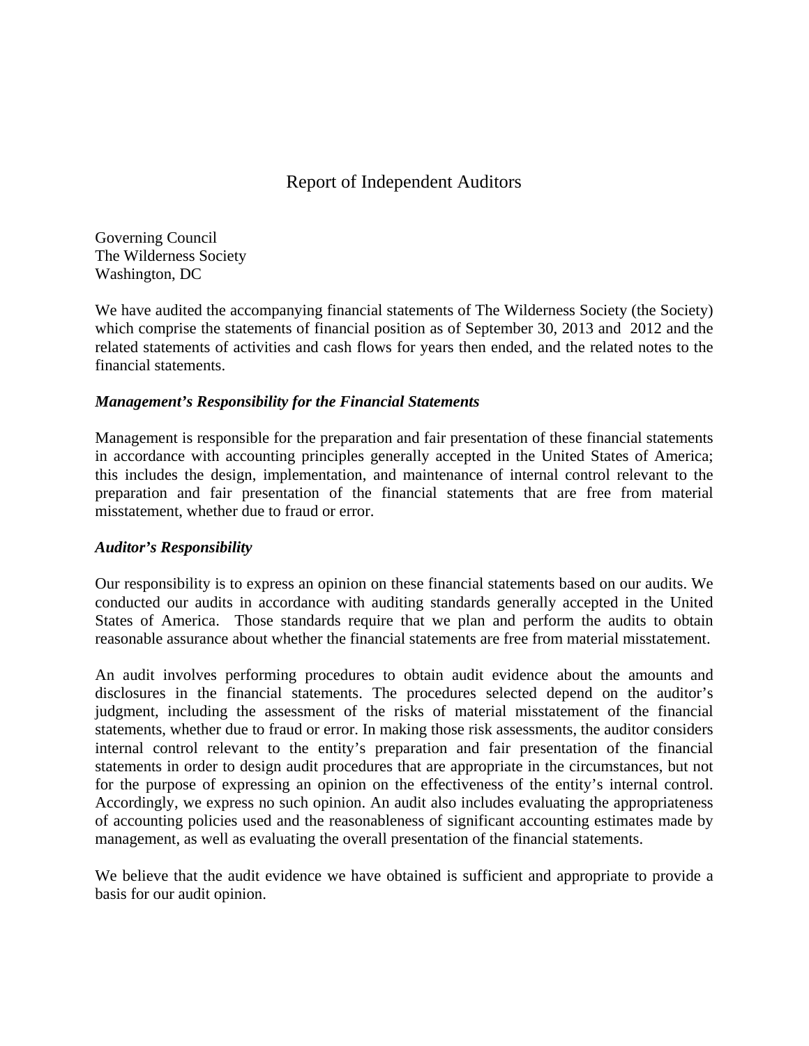# Report of Independent Auditors

Governing Council
The Wilderness Society
Washington, DC

We have audited the accompanying financial statements of The Wilderness Society (the Society) which comprise the statements of financial position as of September 30, 2013 and 2012 and the related statements of activities and cash flows for years then ended, and the related notes to the financial statements.

***Management's Responsibility for the Financial Statements***

Management is responsible for the preparation and fair presentation of these financial statements in accordance with accounting principles generally accepted in the United States of America; this includes the design, implementation, and maintenance of internal control relevant to the preparation and fair presentation of the financial statements that are free from material misstatement, whether due to fraud or error.

***Auditor's Responsibility***

Our responsibility is to express an opinion on these financial statements based on our audits. We conducted our audits in accordance with auditing standards generally accepted in the United States of America. Those standards require that we plan and perform the audits to obtain reasonable assurance about whether the financial statements are free from material misstatement.

An audit involves performing procedures to obtain audit evidence about the amounts and disclosures in the financial statements. The procedures selected depend on the auditor's judgment, including the assessment of the risks of material misstatement of the financial statements, whether due to fraud or error. In making those risk assessments, the auditor considers internal control relevant to the entity's preparation and fair presentation of the financial statements in order to design audit procedures that are appropriate in the circumstances, but not for the purpose of expressing an opinion on the effectiveness of the entity's internal control. Accordingly, we express no such opinion. An audit also includes evaluating the appropriateness of accounting policies used and the reasonableness of significant accounting estimates made by management, as well as evaluating the overall presentation of the financial statements.

We believe that the audit evidence we have obtained is sufficient and appropriate to provide a basis for our audit opinion.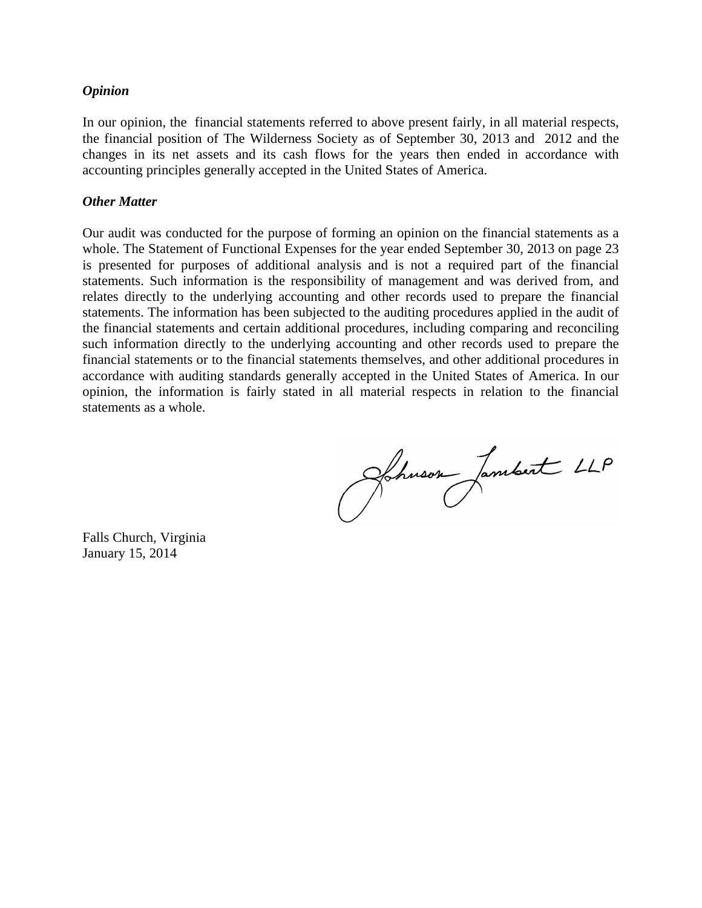### *Opinion*

In our opinion, the financial statements referred to above present fairly, in all material respects, the financial position of The Wilderness Society as of September 30, 2013 and 2012 and the changes in its net assets and its cash flows for the years then ended in accordance with accounting principles generally accepted in the United States of America.

### *Other Matter*

Our audit was conducted for the purpose of forming an opinion on the financial statements as a whole. The Statement of Functional Expenses for the year ended September 30, 2013 on page 23 is presented for purposes of additional analysis and is not a required part of the financial statements. Such information is the responsibility of management and was derived from, and relates directly to the underlying accounting and other records used to prepare the financial statements. The information has been subjected to the auditing procedures applied in the audit of the financial statements and certain additional procedures, including comparing and reconciling such information directly to the underlying accounting and other records used to prepare the financial statements or to the financial statements themselves, and other additional procedures in accordance with auditing standards generally accepted in the United States of America. In our opinion, the information is fairly stated in all material respects in relation to the financial statements as a whole.

Johnson Lambert LLP

Falls Church, Virginia
January 15, 2014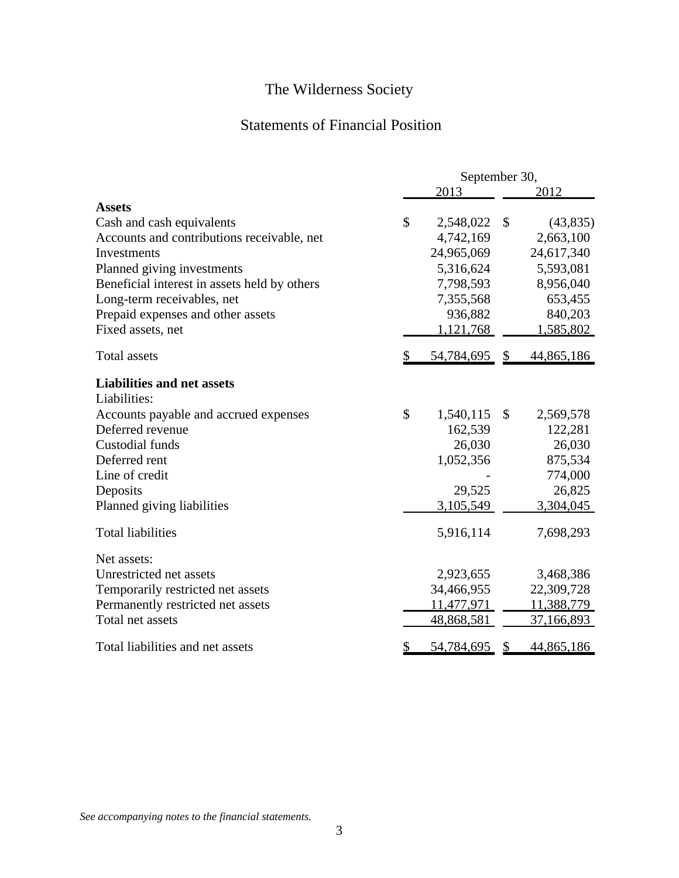# The Wilderness Society

## Statements of Financial Position

| | September 30, 2013 | September 30, 2012 |
|---|---|---|
| **Assets** | | |
| Cash and cash equivalents | $ 2,548,022 | $ (43,835) |
| Accounts and contributions receivable, net | 4,742,169 | 2,663,100 |
| Investments | 24,965,069 | 24,617,340 |
| Planned giving investments | 5,316,624 | 5,593,081 |
| Beneficial interest in assets held by others | 7,798,593 | 8,956,040 |
| Long-term receivables, net | 7,355,568 | 653,455 |
| Prepaid expenses and other assets | 936,882 | 840,203 |
| Fixed assets, net | 1,121,768 | 1,585,802 |
| Total assets | $ 54,784,695 | $ 44,865,186 |
| **Liabilities and net assets** | | |
| Liabilities: | | |
| Accounts payable and accrued expenses | $ 1,540,115 | $ 2,569,578 |
| Deferred revenue | 162,539 | 122,281 |
| Custodial funds | 26,030 | 26,030 |
| Deferred rent | 1,052,356 | 875,534 |
| Line of credit | - | 774,000 |
| Deposits | 29,525 | 26,825 |
| Planned giving liabilities | 3,105,549 | 3,304,045 |
| Total liabilities | 5,916,114 | 7,698,293 |
| Net assets: | | |
| Unrestricted net assets | 2,923,655 | 3,468,386 |
| Temporarily restricted net assets | 34,466,955 | 22,309,728 |
| Permanently restricted net assets | 11,477,971 | 11,388,779 |
| Total net assets | 48,868,581 | 37,166,893 |
| Total liabilities and net assets | $ 54,784,695 | $ 44,865,186 |

*See accompanying notes to the financial statements.*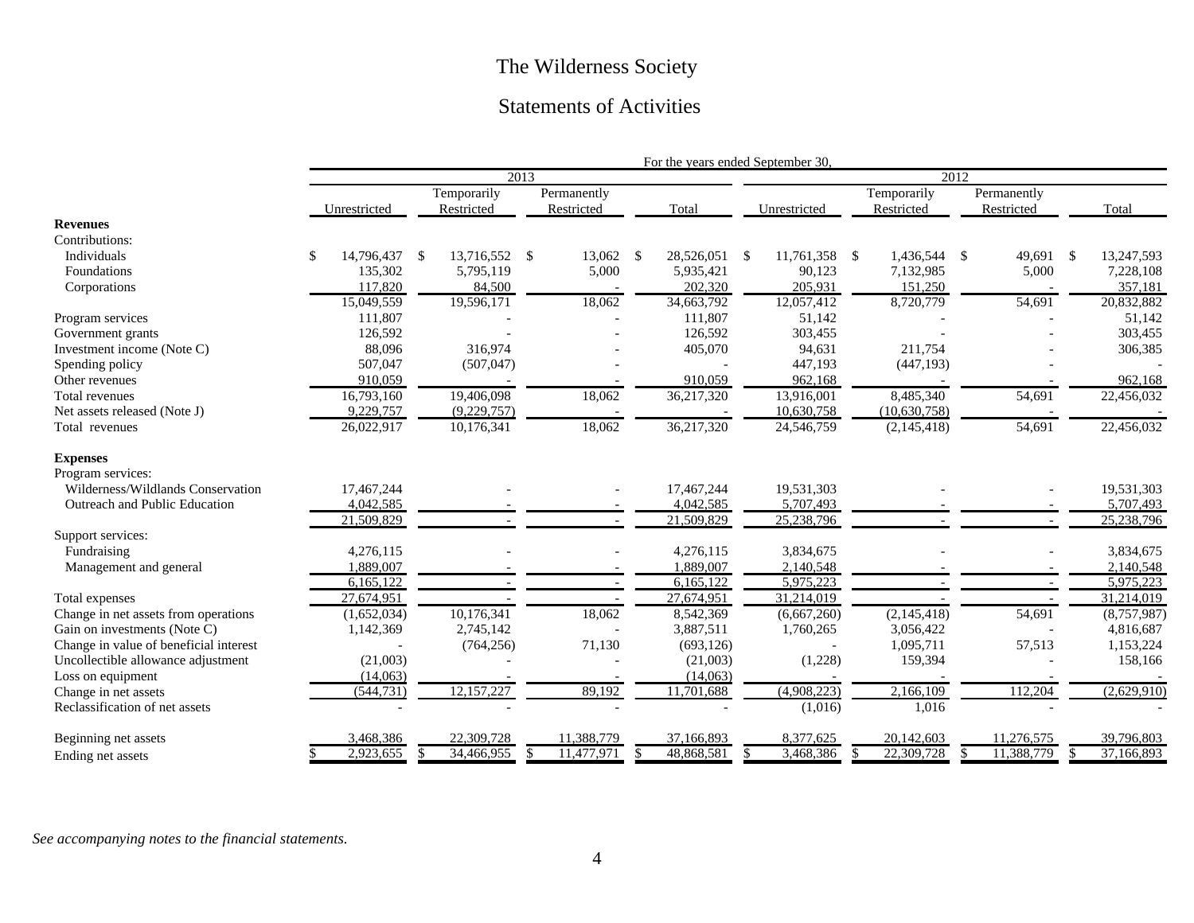# The Wilderness Society

## Statements of Activities

| | For the years ended September 30, | | | | | | | |
|---|---|---|---|---|---|---|---|---|
| | 2013 | | | | 2012 | | | |
| | Unrestricted | Temporarily Restricted | Permanently Restricted | Total | Unrestricted | Temporarily Restricted | Permanently Restricted | Total |
| **Revenues** | | | | | | | | |
| Contributions: | | | | | | | | |
| Individuals | $ 14,796,437 | $ 13,716,552 | $ 13,062 | $ 28,526,051 | $ 11,761,358 | $ 1,436,544 | $ 49,691 | $ 13,247,593 |
| Foundations | 135,302 | 5,795,119 | 5,000 | 5,935,421 | 90,123 | 7,132,985 | 5,000 | 7,228,108 |
| Corporations | 117,820 | 84,500 | - | 202,320 | 205,931 | 151,250 | - | 357,181 |
| | 15,049,559 | 19,596,171 | 18,062 | 34,663,792 | 12,057,412 | 8,720,779 | 54,691 | 20,832,882 |
| Program services | 111,807 | - | - | 111,807 | 51,142 | - | - | 51,142 |
| Government grants | 126,592 | - | - | 126,592 | 303,455 | - | - | 303,455 |
| Investment income (Note C) | 88,096 | 316,974 | - | 405,070 | 94,631 | 211,754 | - | 306,385 |
| Spending policy | 507,047 | (507,047) | - | - | 447,193 | (447,193) | - | - |
| Other revenues | 910,059 | - | - | 910,059 | 962,168 | - | - | 962,168 |
| Total revenues | 16,793,160 | 19,406,098 | 18,062 | 36,217,320 | 13,916,001 | 8,485,340 | 54,691 | 22,456,032 |
| Net assets released (Note J) | 9,229,757 | (9,229,757) | - | - | 10,630,758 | (10,630,758) | - | - |
| Total revenues | 26,022,917 | 10,176,341 | 18,062 | 36,217,320 | 24,546,759 | (2,145,418) | 54,691 | 22,456,032 |
| **Expenses** | | | | | | | | |
| Program services: | | | | | | | | |
| Wilderness/Wildlands Conservation | 17,467,244 | - | - | 17,467,244 | 19,531,303 | - | - | 19,531,303 |
| Outreach and Public Education | 4,042,585 | - | - | 4,042,585 | 5,707,493 | - | - | 5,707,493 |
| | 21,509,829 | - | - | 21,509,829 | 25,238,796 | - | - | 25,238,796 |
| Support services: | | | | | | | | |
| Fundraising | 4,276,115 | - | - | 4,276,115 | 3,834,675 | - | - | 3,834,675 |
| Management and general | 1,889,007 | - | - | 1,889,007 | 2,140,548 | - | - | 2,140,548 |
| | 6,165,122 | - | - | 6,165,122 | 5,975,223 | - | - | 5,975,223 |
| Total expenses | 27,674,951 | - | - | 27,674,951 | 31,214,019 | - | - | 31,214,019 |
| Change in net assets from operations | (1,652,034) | 10,176,341 | 18,062 | 8,542,369 | (6,667,260) | (2,145,418) | 54,691 | (8,757,987) |
| Gain on investments (Note C) | 1,142,369 | 2,745,142 | - | 3,887,511 | 1,760,265 | 3,056,422 | - | 4,816,687 |
| Change in value of beneficial interest | - | (764,256) | 71,130 | (693,126) | - | 1,095,711 | 57,513 | 1,153,224 |
| Uncollectible allowance adjustment | (21,003) | - | - | (21,003) | (1,228) | 159,394 | - | 158,166 |
| Loss on equipment | (14,063) | - | - | (14,063) | - | - | - | - |
| Change in net assets | (544,731) | 12,157,227 | 89,192 | 11,701,688 | (4,908,223) | 2,166,109 | 112,204 | (2,629,910) |
| Reclassification of net assets | - | - | - | - | (1,016) | 1,016 | - | - |
| Beginning net assets | 3,468,386 | 22,309,728 | 11,388,779 | 37,166,893 | 8,377,625 | 20,142,603 | 11,276,575 | 39,796,803 |
| Ending net assets | $ 2,923,655 | $ 34,466,955 | $ 11,477,971 | $ 48,868,581 | $ 3,468,386 | $ 22,309,728 | $ 11,388,779 | $ 37,166,893 |

*See accompanying notes to the financial statements.*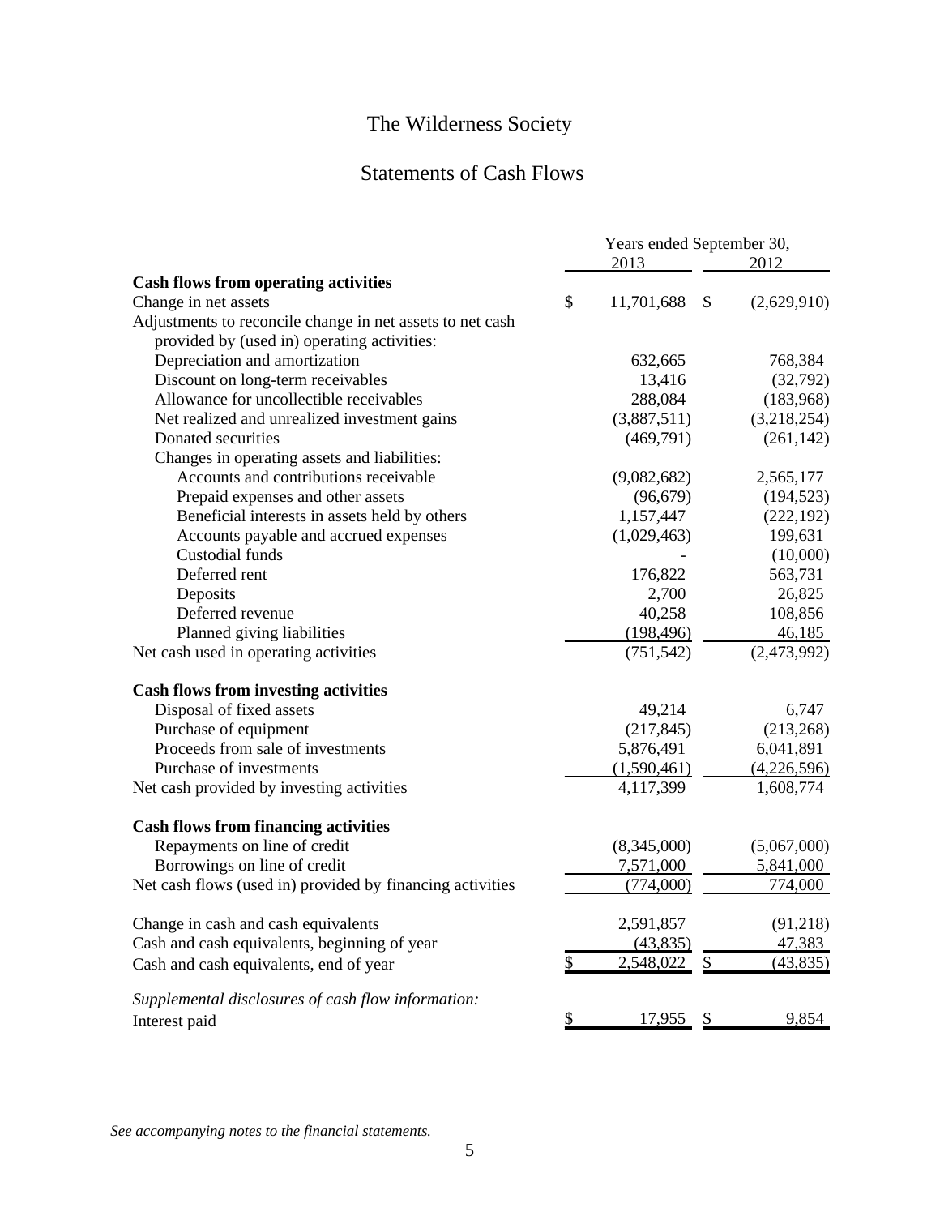# The Wilderness Society

## Statements of Cash Flows

| | Years ended September 30, 2013 | 2012 |
|---|---|---|
| **Cash flows from operating activities** | | |
| Change in net assets | $ 11,701,688 | $ (2,629,910) |
| Adjustments to reconcile change in net assets to net cash provided by (used in) operating activities: | | |
| Depreciation and amortization | 632,665 | 768,384 |
| Discount on long-term receivables | 13,416 | (32,792) |
| Allowance for uncollectible receivables | 288,084 | (183,968) |
| Net realized and unrealized investment gains | (3,887,511) | (3,218,254) |
| Donated securities | (469,791) | (261,142) |
| Changes in operating assets and liabilities: | | |
| Accounts and contributions receivable | (9,082,682) | 2,565,177 |
| Prepaid expenses and other assets | (96,679) | (194,523) |
| Beneficial interests in assets held by others | 1,157,447 | (222,192) |
| Accounts payable and accrued expenses | (1,029,463) | 199,631 |
| Custodial funds | - | (10,000) |
| Deferred rent | 176,822 | 563,731 |
| Deposits | 2,700 | 26,825 |
| Deferred revenue | 40,258 | 108,856 |
| Planned giving liabilities | (198,496) | 46,185 |
| Net cash used in operating activities | (751,542) | (2,473,992) |
| **Cash flows from investing activities** | | |
| Disposal of fixed assets | 49,214 | 6,747 |
| Purchase of equipment | (217,845) | (213,268) |
| Proceeds from sale of investments | 5,876,491 | 6,041,891 |
| Purchase of investments | (1,590,461) | (4,226,596) |
| Net cash provided by investing activities | 4,117,399 | 1,608,774 |
| **Cash flows from financing activities** | | |
| Repayments on line of credit | (8,345,000) | (5,067,000) |
| Borrowings on line of credit | 7,571,000 | 5,841,000 |
| Net cash flows (used in) provided by financing activities | (774,000) | 774,000 |
| Change in cash and cash equivalents | 2,591,857 | (91,218) |
| Cash and cash equivalents, beginning of year | (43,835) | 47,383 |
| Cash and cash equivalents, end of year | $ 2,548,022 | $ (43,835) |
| *Supplemental disclosures of cash flow information:* | | |
| Interest paid | $ 17,955 | $ 9,854 |

*See accompanying notes to the financial statements.*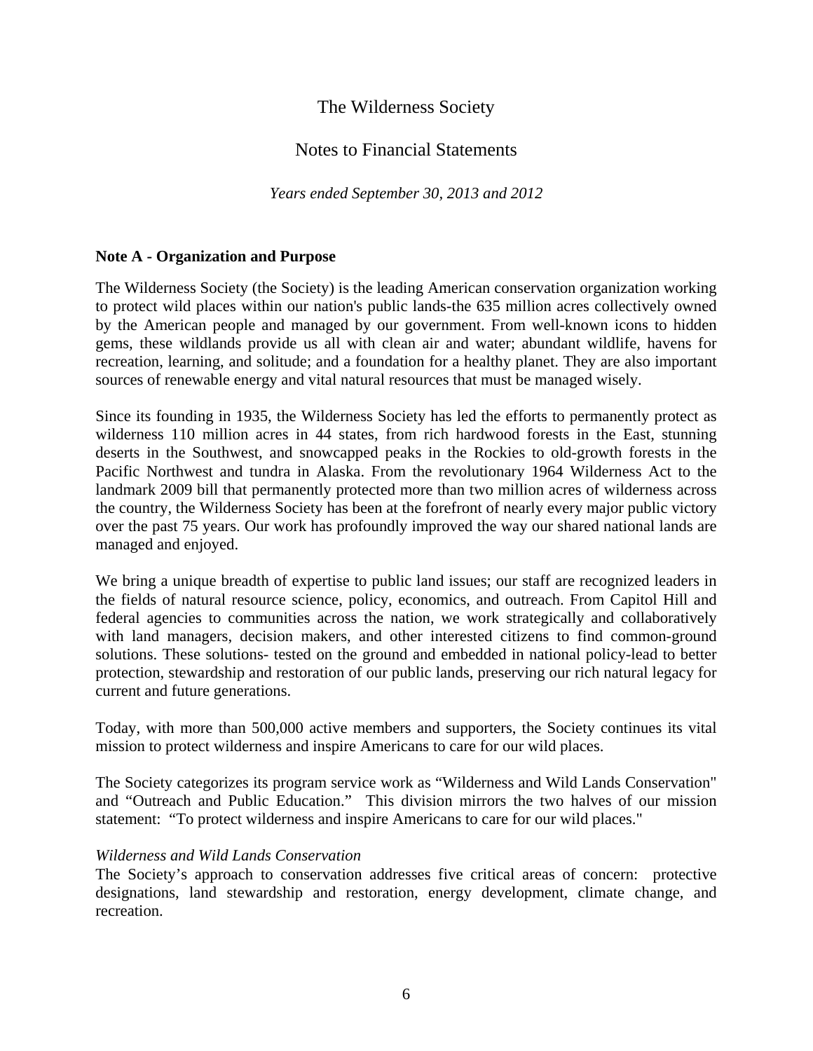# The Wilderness Society

## Notes to Financial Statements

*Years ended September 30, 2013 and 2012*

**Note A - Organization and Purpose**

The Wilderness Society (the Society) is the leading American conservation organization working to protect wild places within our nation's public lands-the 635 million acres collectively owned by the American people and managed by our government. From well-known icons to hidden gems, these wildlands provide us all with clean air and water; abundant wildlife, havens for recreation, learning, and solitude; and a foundation for a healthy planet. They are also important sources of renewable energy and vital natural resources that must be managed wisely.

Since its founding in 1935, the Wilderness Society has led the efforts to permanently protect as wilderness 110 million acres in 44 states, from rich hardwood forests in the East, stunning deserts in the Southwest, and snowcapped peaks in the Rockies to old-growth forests in the Pacific Northwest and tundra in Alaska. From the revolutionary 1964 Wilderness Act to the landmark 2009 bill that permanently protected more than two million acres of wilderness across the country, the Wilderness Society has been at the forefront of nearly every major public victory over the past 75 years. Our work has profoundly improved the way our shared national lands are managed and enjoyed.

We bring a unique breadth of expertise to public land issues; our staff are recognized leaders in the fields of natural resource science, policy, economics, and outreach. From Capitol Hill and federal agencies to communities across the nation, we work strategically and collaboratively with land managers, decision makers, and other interested citizens to find common-ground solutions. These solutions- tested on the ground and embedded in national policy-lead to better protection, stewardship and restoration of our public lands, preserving our rich natural legacy for current and future generations.

Today, with more than 500,000 active members and supporters, the Society continues its vital mission to protect wilderness and inspire Americans to care for our wild places.

The Society categorizes its program service work as "Wilderness and Wild Lands Conservation" and "Outreach and Public Education." This division mirrors the two halves of our mission statement: "To protect wilderness and inspire Americans to care for our wild places."

*Wilderness and Wild Lands Conservation*
The Society's approach to conservation addresses five critical areas of concern: protective designations, land stewardship and restoration, energy development, climate change, and recreation.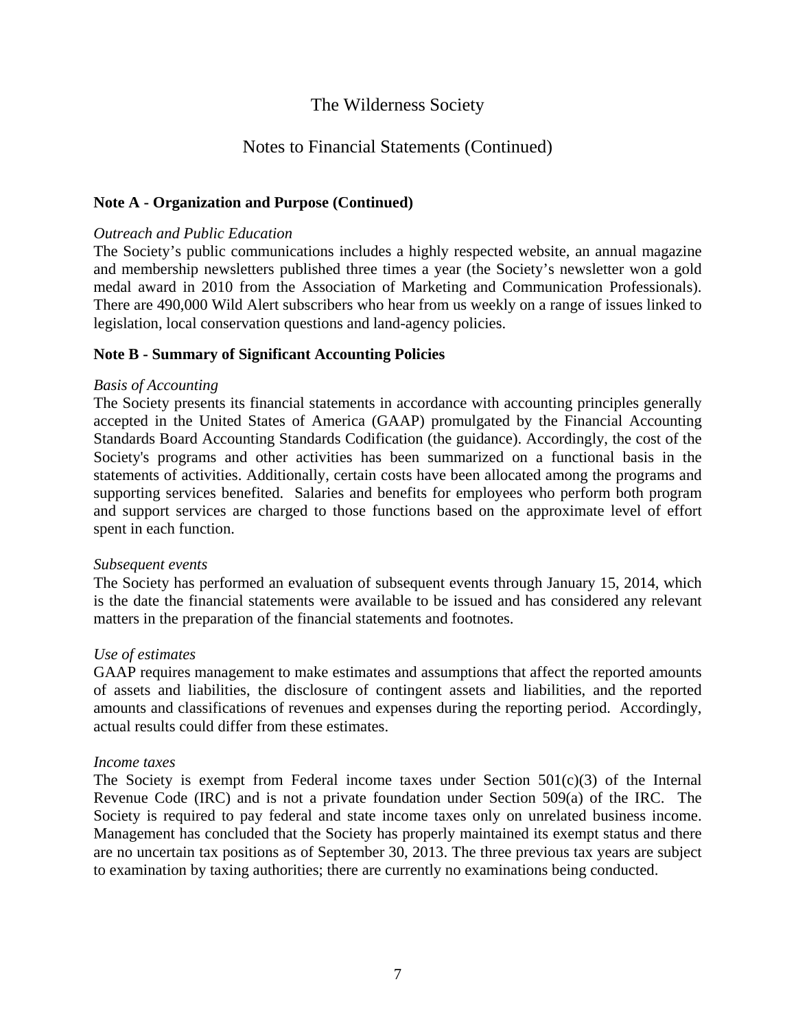# The Wilderness Society

## Notes to Financial Statements (Continued)

### Note A - Organization and Purpose (Continued)

*Outreach and Public Education*

The Society's public communications includes a highly respected website, an annual magazine and membership newsletters published three times a year (the Society's newsletter won a gold medal award in 2010 from the Association of Marketing and Communication Professionals). There are 490,000 Wild Alert subscribers who hear from us weekly on a range of issues linked to legislation, local conservation questions and land-agency policies.

### Note B - Summary of Significant Accounting Policies

*Basis of Accounting*

The Society presents its financial statements in accordance with accounting principles generally accepted in the United States of America (GAAP) promulgated by the Financial Accounting Standards Board Accounting Standards Codification (the guidance). Accordingly, the cost of the Society's programs and other activities has been summarized on a functional basis in the statements of activities. Additionally, certain costs have been allocated among the programs and supporting services benefited. Salaries and benefits for employees who perform both program and support services are charged to those functions based on the approximate level of effort spent in each function.

*Subsequent events*

The Society has performed an evaluation of subsequent events through January 15, 2014, which is the date the financial statements were available to be issued and has considered any relevant matters in the preparation of the financial statements and footnotes.

*Use of estimates*

GAAP requires management to make estimates and assumptions that affect the reported amounts of assets and liabilities, the disclosure of contingent assets and liabilities, and the reported amounts and classifications of revenues and expenses during the reporting period. Accordingly, actual results could differ from these estimates.

*Income taxes*

The Society is exempt from Federal income taxes under Section 501(c)(3) of the Internal Revenue Code (IRC) and is not a private foundation under Section 509(a) of the IRC. The Society is required to pay federal and state income taxes only on unrelated business income. Management has concluded that the Society has properly maintained its exempt status and there are no uncertain tax positions as of September 30, 2013. The three previous tax years are subject to examination by taxing authorities; there are currently no examinations being conducted.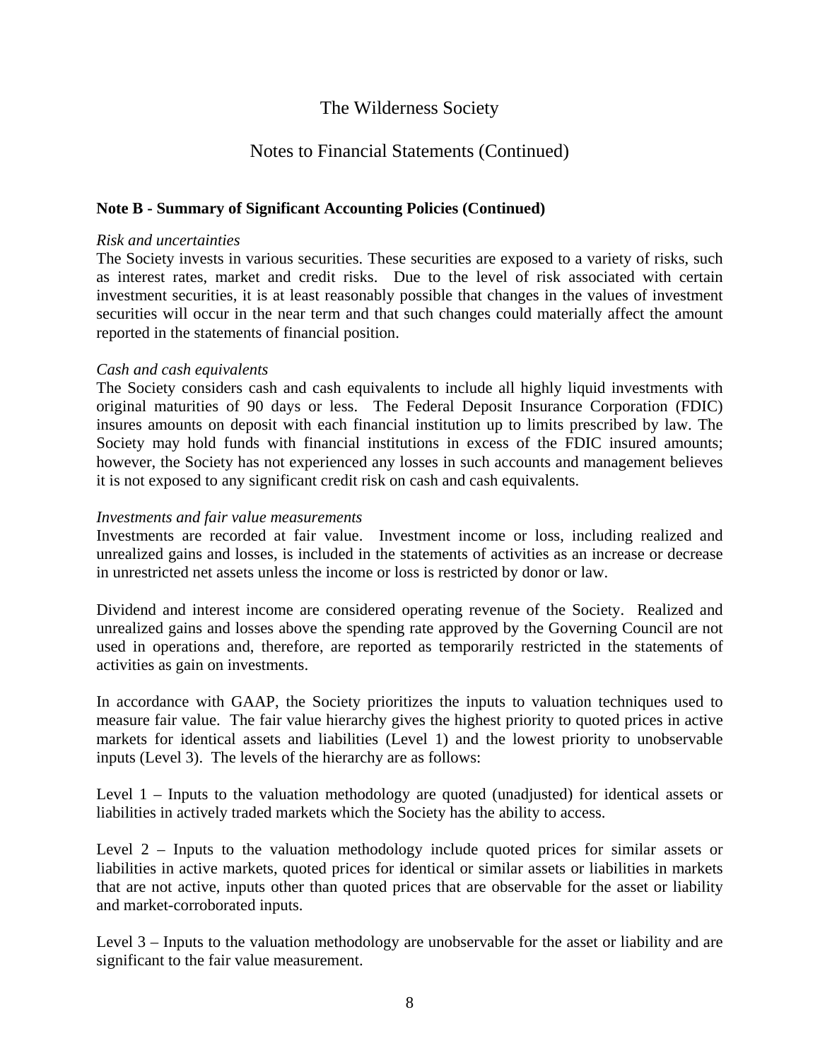# The Wilderness Society

## Notes to Financial Statements (Continued)

**Note B - Summary of Significant Accounting Policies (Continued)**

*Risk and uncertainties*

The Society invests in various securities. These securities are exposed to a variety of risks, such as interest rates, market and credit risks. Due to the level of risk associated with certain investment securities, it is at least reasonably possible that changes in the values of investment securities will occur in the near term and that such changes could materially affect the amount reported in the statements of financial position.

*Cash and cash equivalents*

The Society considers cash and cash equivalents to include all highly liquid investments with original maturities of 90 days or less. The Federal Deposit Insurance Corporation (FDIC) insures amounts on deposit with each financial institution up to limits prescribed by law. The Society may hold funds with financial institutions in excess of the FDIC insured amounts; however, the Society has not experienced any losses in such accounts and management believes it is not exposed to any significant credit risk on cash and cash equivalents.

*Investments and fair value measurements*

Investments are recorded at fair value. Investment income or loss, including realized and unrealized gains and losses, is included in the statements of activities as an increase or decrease in unrestricted net assets unless the income or loss is restricted by donor or law.

Dividend and interest income are considered operating revenue of the Society. Realized and unrealized gains and losses above the spending rate approved by the Governing Council are not used in operations and, therefore, are reported as temporarily restricted in the statements of activities as gain on investments.

In accordance with GAAP, the Society prioritizes the inputs to valuation techniques used to measure fair value. The fair value hierarchy gives the highest priority to quoted prices in active markets for identical assets and liabilities (Level 1) and the lowest priority to unobservable inputs (Level 3). The levels of the hierarchy are as follows:

Level 1 – Inputs to the valuation methodology are quoted (unadjusted) for identical assets or liabilities in actively traded markets which the Society has the ability to access.

Level 2 – Inputs to the valuation methodology include quoted prices for similar assets or liabilities in active markets, quoted prices for identical or similar assets or liabilities in markets that are not active, inputs other than quoted prices that are observable for the asset or liability and market-corroborated inputs.

Level 3 – Inputs to the valuation methodology are unobservable for the asset or liability and are significant to the fair value measurement.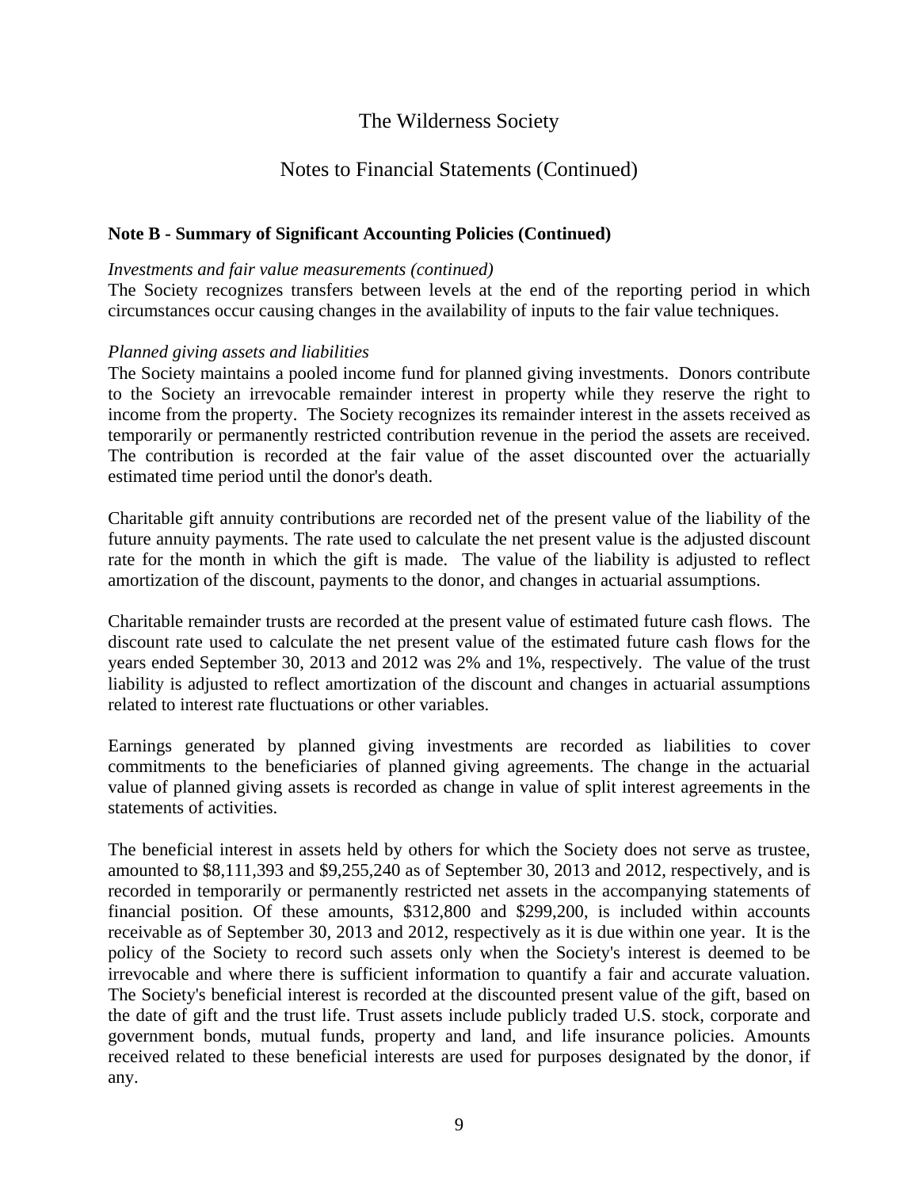The Wilderness Society

Notes to Financial Statements (Continued)

**Note B - Summary of Significant Accounting Policies (Continued)**

*Investments and fair value measurements (continued)*

The Society recognizes transfers between levels at the end of the reporting period in which circumstances occur causing changes in the availability of inputs to the fair value techniques.

*Planned giving assets and liabilities*

The Society maintains a pooled income fund for planned giving investments. Donors contribute to the Society an irrevocable remainder interest in property while they reserve the right to income from the property. The Society recognizes its remainder interest in the assets received as temporarily or permanently restricted contribution revenue in the period the assets are received. The contribution is recorded at the fair value of the asset discounted over the actuarially estimated time period until the donor's death.

Charitable gift annuity contributions are recorded net of the present value of the liability of the future annuity payments. The rate used to calculate the net present value is the adjusted discount rate for the month in which the gift is made. The value of the liability is adjusted to reflect amortization of the discount, payments to the donor, and changes in actuarial assumptions.

Charitable remainder trusts are recorded at the present value of estimated future cash flows. The discount rate used to calculate the net present value of the estimated future cash flows for the years ended September 30, 2013 and 2012 was 2% and 1%, respectively. The value of the trust liability is adjusted to reflect amortization of the discount and changes in actuarial assumptions related to interest rate fluctuations or other variables.

Earnings generated by planned giving investments are recorded as liabilities to cover commitments to the beneficiaries of planned giving agreements. The change in the actuarial value of planned giving assets is recorded as change in value of split interest agreements in the statements of activities.

The beneficial interest in assets held by others for which the Society does not serve as trustee, amounted to $8,111,393 and $9,255,240 as of September 30, 2013 and 2012, respectively, and is recorded in temporarily or permanently restricted net assets in the accompanying statements of financial position. Of these amounts, $312,800 and $299,200, is included within accounts receivable as of September 30, 2013 and 2012, respectively as it is due within one year. It is the policy of the Society to record such assets only when the Society's interest is deemed to be irrevocable and where there is sufficient information to quantify a fair and accurate valuation. The Society's beneficial interest is recorded at the discounted present value of the gift, based on the date of gift and the trust life. Trust assets include publicly traded U.S. stock, corporate and government bonds, mutual funds, property and land, and life insurance policies. Amounts received related to these beneficial interests are used for purposes designated by the donor, if any.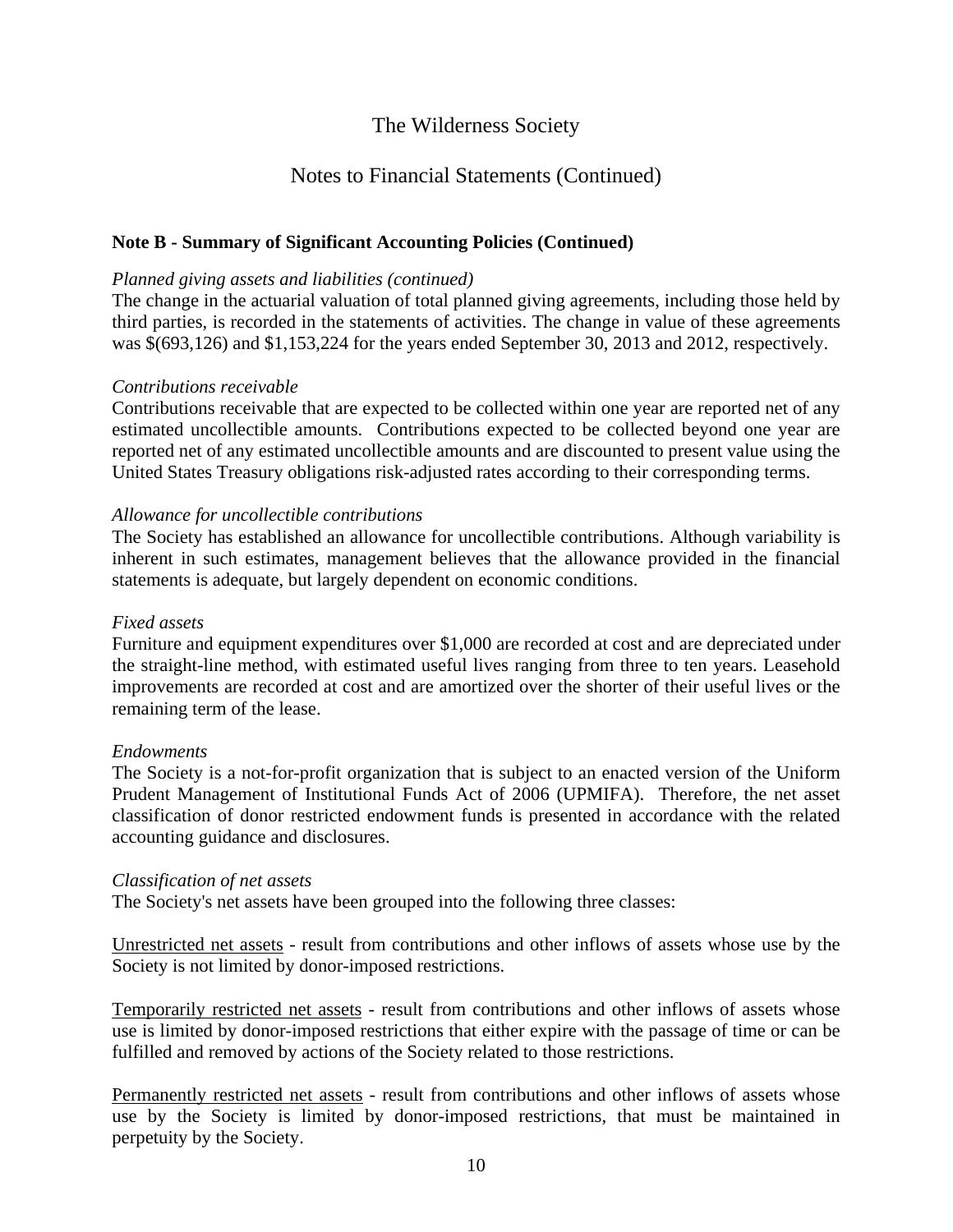**Note B - Summary of Significant Accounting Policies (Continued)**

*Planned giving assets and liabilities (continued)*
The change in the actuarial valuation of total planned giving agreements, including those held by third parties, is recorded in the statements of activities. The change in value of these agreements was $(693,126) and $1,153,224 for the years ended September 30, 2013 and 2012, respectively.

*Contributions receivable*
Contributions receivable that are expected to be collected within one year are reported net of any estimated uncollectible amounts. Contributions expected to be collected beyond one year are reported net of any estimated uncollectible amounts and are discounted to present value using the United States Treasury obligations risk-adjusted rates according to their corresponding terms.

*Allowance for uncollectible contributions*
The Society has established an allowance for uncollectible contributions. Although variability is inherent in such estimates, management believes that the allowance provided in the financial statements is adequate, but largely dependent on economic conditions.

*Fixed assets*
Furniture and equipment expenditures over $1,000 are recorded at cost and are depreciated under the straight-line method, with estimated useful lives ranging from three to ten years. Leasehold improvements are recorded at cost and are amortized over the shorter of their useful lives or the remaining term of the lease.

*Endowments*
The Society is a not-for-profit organization that is subject to an enacted version of the Uniform Prudent Management of Institutional Funds Act of 2006 (UPMIFA). Therefore, the net asset classification of donor restricted endowment funds is presented in accordance with the related accounting guidance and disclosures.

*Classification of net assets*
The Society's net assets have been grouped into the following three classes:

Unrestricted net assets - result from contributions and other inflows of assets whose use by the Society is not limited by donor-imposed restrictions.

Temporarily restricted net assets - result from contributions and other inflows of assets whose use is limited by donor-imposed restrictions that either expire with the passage of time or can be fulfilled and removed by actions of the Society related to those restrictions.

Permanently restricted net assets - result from contributions and other inflows of assets whose use by the Society is limited by donor-imposed restrictions, that must be maintained in perpetuity by the Society.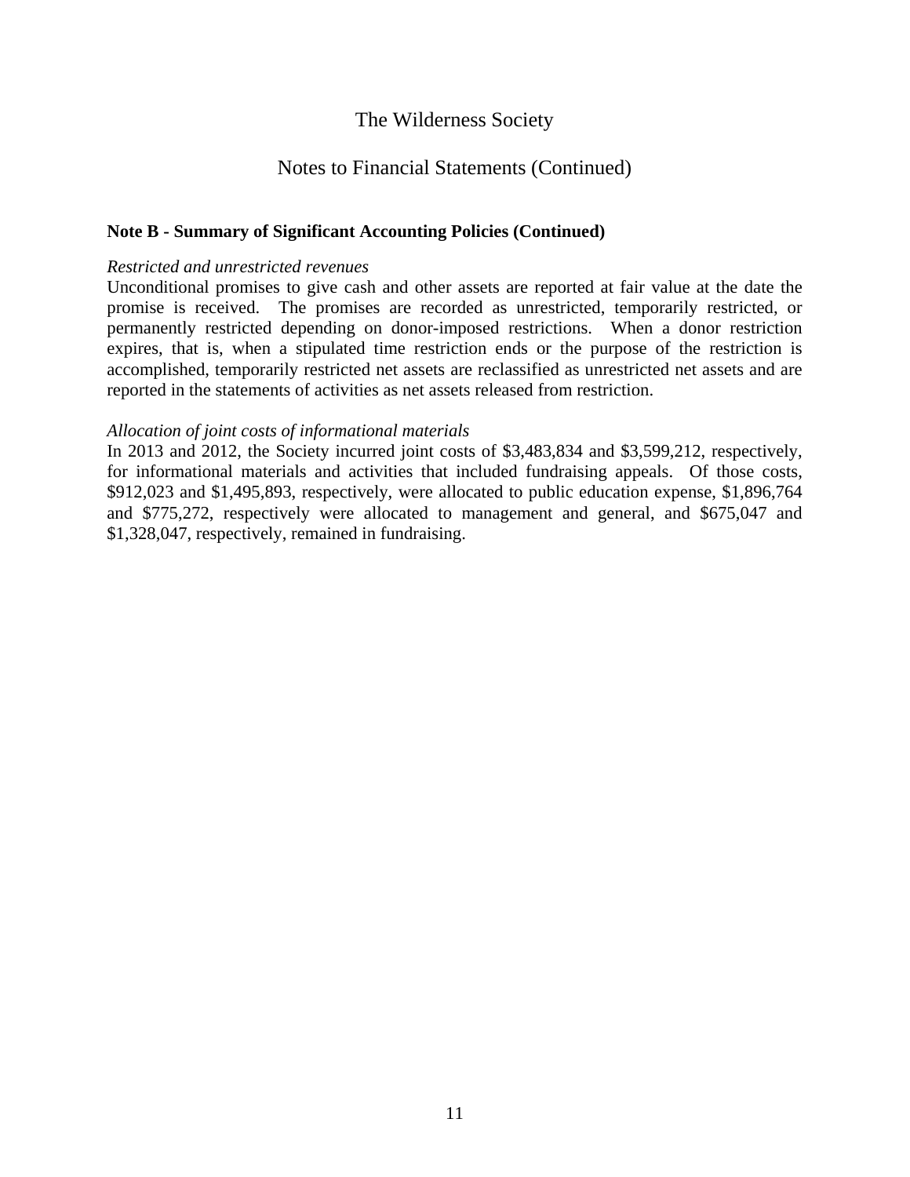# The Wilderness Society

## Notes to Financial Statements (Continued)

**Note B - Summary of Significant Accounting Policies (Continued)**

*Restricted and unrestricted revenues*
Unconditional promises to give cash and other assets are reported at fair value at the date the promise is received. The promises are recorded as unrestricted, temporarily restricted, or permanently restricted depending on donor-imposed restrictions. When a donor restriction expires, that is, when a stipulated time restriction ends or the purpose of the restriction is accomplished, temporarily restricted net assets are reclassified as unrestricted net assets and are reported in the statements of activities as net assets released from restriction.

*Allocation of joint costs of informational materials*
In 2013 and 2012, the Society incurred joint costs of $3,483,834 and $3,599,212, respectively, for informational materials and activities that included fundraising appeals. Of those costs, $912,023 and $1,495,893, respectively, were allocated to public education expense, $1,896,764 and $775,272, respectively were allocated to management and general, and $675,047 and $1,328,047, respectively, remained in fundraising.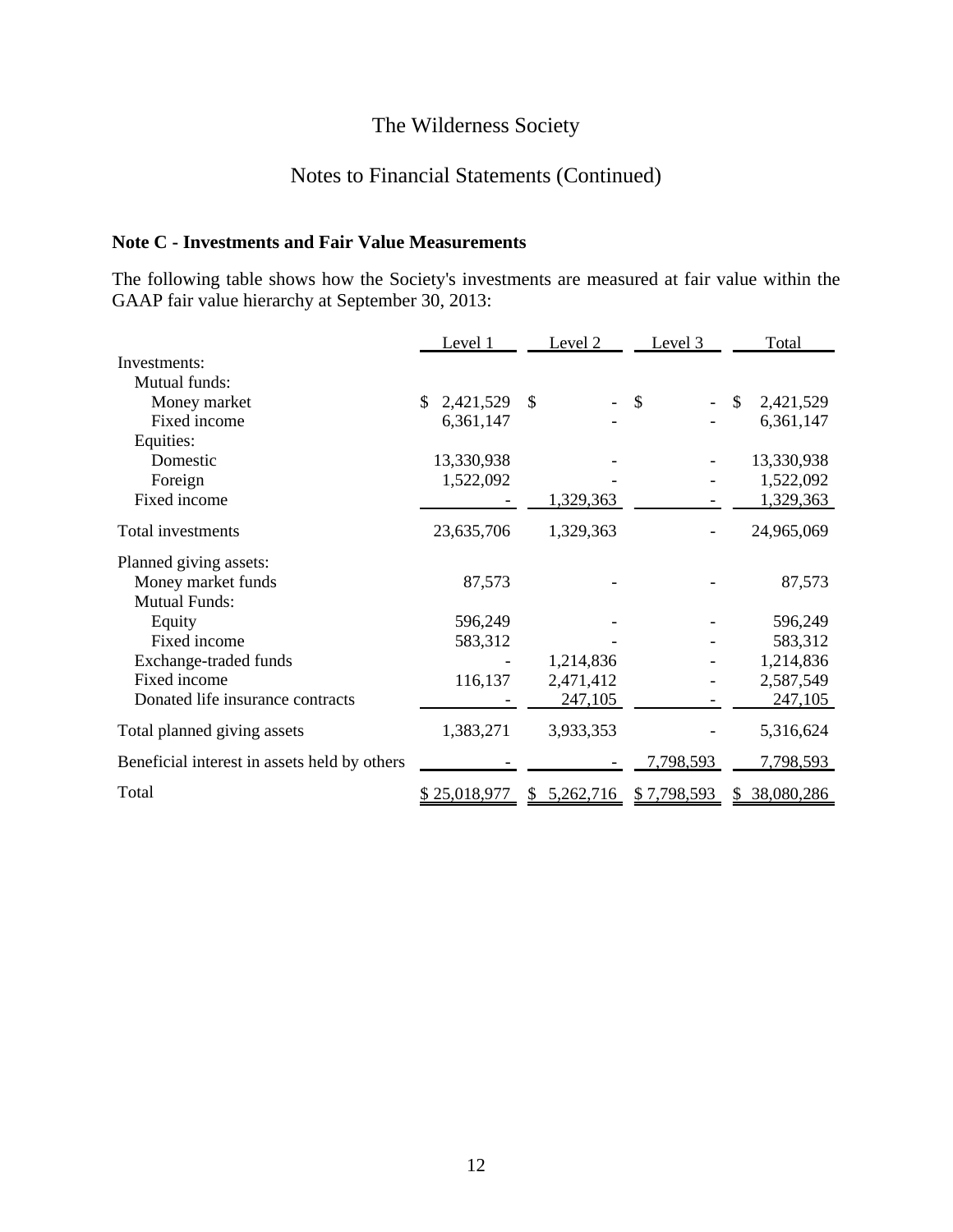The Wilderness Society

Notes to Financial Statements (Continued)

**Note C - Investments and Fair Value Measurements**

The following table shows how the Society's investments are measured at fair value within the GAAP fair value hierarchy at September 30, 2013:

| | Level 1 | Level 2 | Level 3 | Total |
|---|---|---|---|---|
| Investments: | | | | |
| Mutual funds: | | | | |
| Money market | $ 2,421,529 | $ - | $ - | $ 2,421,529 |
| Fixed income | 6,361,147 | - | - | 6,361,147 |
| Equities: | | | | |
| Domestic | 13,330,938 | - | - | 13,330,938 |
| Foreign | 1,522,092 | - | - | 1,522,092 |
| Fixed income | - | 1,329,363 | - | 1,329,363 |
| Total investments | 23,635,706 | 1,329,363 | - | 24,965,069 |
| Planned giving assets: | | | | |
| Money market funds | 87,573 | - | - | 87,573 |
| Mutual Funds: | | | | |
| Equity | 596,249 | - | - | 596,249 |
| Fixed income | 583,312 | - | - | 583,312 |
| Exchange-traded funds | - | 1,214,836 | - | 1,214,836 |
| Fixed income | 116,137 | 2,471,412 | - | 2,587,549 |
| Donated life insurance contracts | - | 247,105 | - | 247,105 |
| Total planned giving assets | 1,383,271 | 3,933,353 | - | 5,316,624 |
| Beneficial interest in assets held by others | - | - | 7,798,593 | 7,798,593 |
| Total | $ 25,018,977 | $ 5,262,716 | $ 7,798,593 | $ 38,080,286 |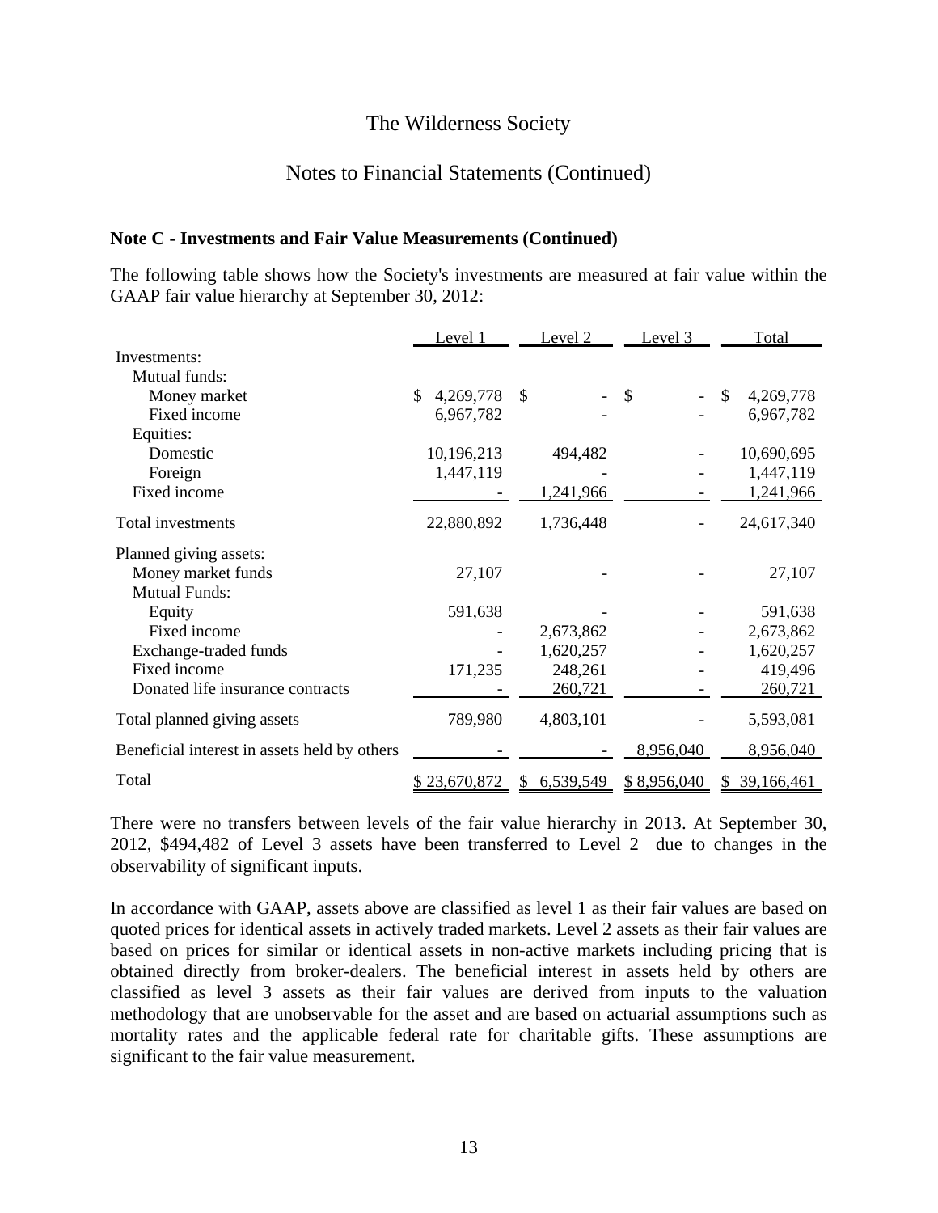## Note C - Investments and Fair Value Measurements (Continued)

The following table shows how the Society's investments are measured at fair value within the GAAP fair value hierarchy at September 30, 2012:

| | Level 1 | Level 2 | Level 3 | Total |
|---|---|---|---|---|
| Investments: | | | | |
| Mutual funds: | | | | |
| Money market | $ 4,269,778 | $ - | $ - | $ 4,269,778 |
| Fixed income | 6,967,782 | - | - | 6,967,782 |
| Equities: | | | | |
| Domestic | 10,196,213 | 494,482 | - | 10,690,695 |
| Foreign | 1,447,119 | - | - | 1,447,119 |
| Fixed income | - | 1,241,966 | - | 1,241,966 |
| Total investments | 22,880,892 | 1,736,448 | - | 24,617,340 |
| Planned giving assets: | | | | |
| Money market funds | 27,107 | - | - | 27,107 |
| Mutual Funds: | | | | |
| Equity | 591,638 | - | - | 591,638 |
| Fixed income | - | 2,673,862 | - | 2,673,862 |
| Exchange-traded funds | - | 1,620,257 | - | 1,620,257 |
| Fixed income | 171,235 | 248,261 | - | 419,496 |
| Donated life insurance contracts | - | 260,721 | - | 260,721 |
| Total planned giving assets | 789,980 | 4,803,101 | - | 5,593,081 |
| Beneficial interest in assets held by others | - | - | 8,956,040 | 8,956,040 |
| Total | $ 23,670,872 | $ 6,539,549 | $ 8,956,040 | $ 39,166,461 |

There were no transfers between levels of the fair value hierarchy in 2013. At September 30, 2012, $494,482 of Level 3 assets have been transferred to Level 2 due to changes in the observability of significant inputs.

In accordance with GAAP, assets above are classified as level 1 as their fair values are based on quoted prices for identical assets in actively traded markets. Level 2 assets as their fair values are based on prices for similar or identical assets in non-active markets including pricing that is obtained directly from broker-dealers. The beneficial interest in assets held by others are classified as level 3 assets as their fair values are derived from inputs to the valuation methodology that are unobservable for the asset and are based on actuarial assumptions such as mortality rates and the applicable federal rate for charitable gifts. These assumptions are significant to the fair value measurement.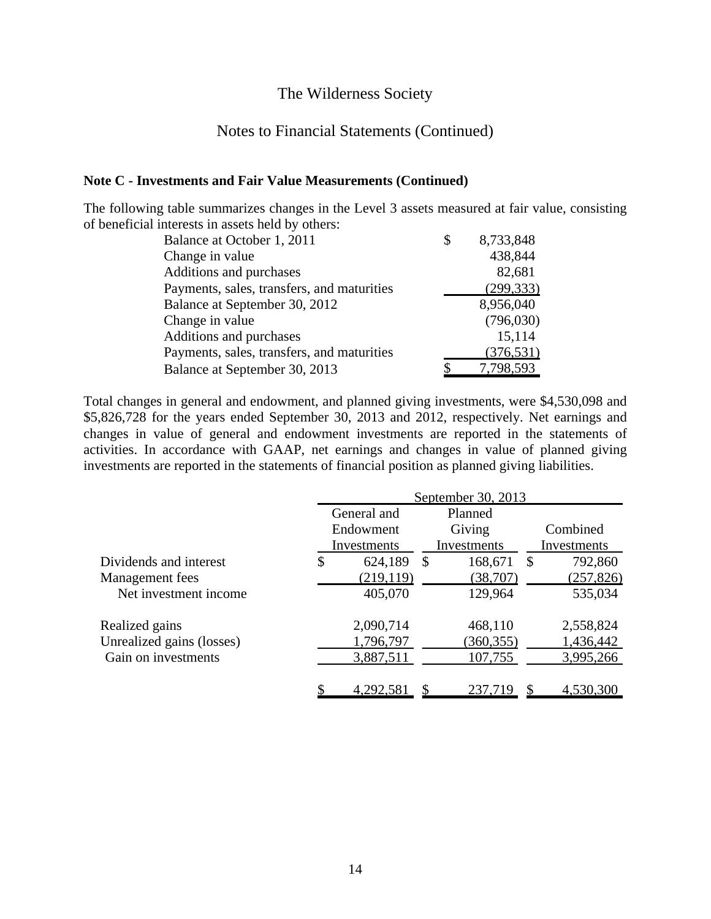The Wilderness Society

Notes to Financial Statements (Continued)

**Note C - Investments and Fair Value Measurements (Continued)**

The following table summarizes changes in the Level 3 assets measured at fair value, consisting of beneficial interests in assets held by others:

| | |
|---|---|
| Balance at October 1, 2011 | $ 8,733,848 |
| Change in value | 438,844 |
| Additions and purchases | 82,681 |
| Payments, sales, transfers, and maturities | (299,333) |
| Balance at September 30, 2012 | 8,956,040 |
| Change in value | (796,030) |
| Additions and purchases | 15,114 |
| Payments, sales, transfers, and maturities | (376,531) |
| Balance at September 30, 2013 | $ 7,798,593 |

Total changes in general and endowment, and planned giving investments, were $4,530,098 and $5,826,728 for the years ended September 30, 2013 and 2012, respectively. Net earnings and changes in value of general and endowment investments are reported in the statements of activities. In accordance with GAAP, net earnings and changes in value of planned giving investments are reported in the statements of financial position as planned giving liabilities.

| | September 30, 2013 | | |
|---|---|---|---|
| | General and Endowment Investments | Planned Giving Investments | Combined Investments |
| Dividends and interest | $ 624,189 | $ 168,671 | $ 792,860 |
| Management fees | (219,119) | (38,707) | (257,826) |
| Net investment income | 405,070 | 129,964 | 535,034 |
| Realized gains | 2,090,714 | 468,110 | 2,558,824 |
| Unrealized gains (losses) | 1,796,797 | (360,355) | 1,436,442 |
| Gain on investments | 3,887,511 | 107,755 | 3,995,266 |
| | $ 4,292,581 | $ 237,719 | $ 4,530,300 |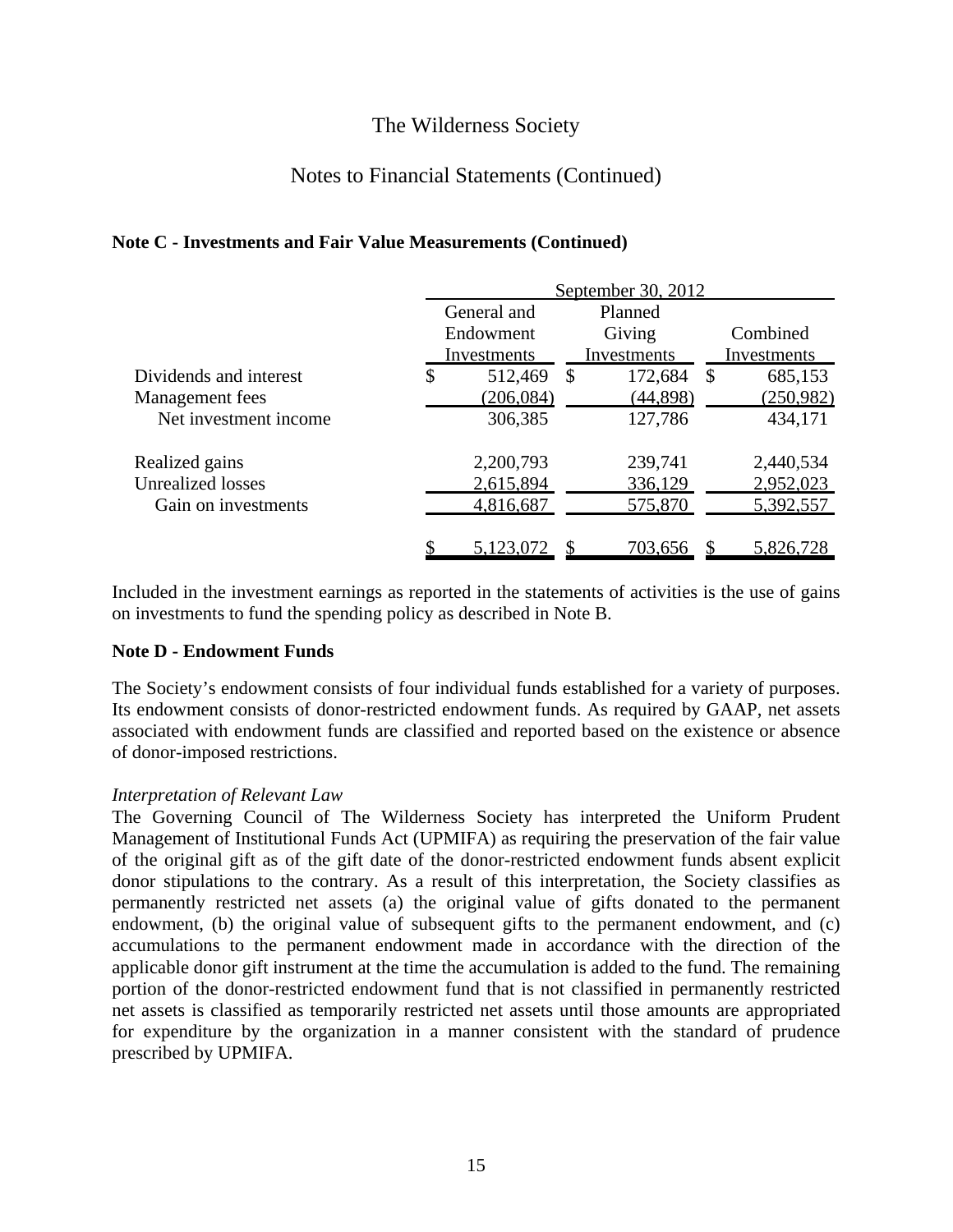# The Wilderness Society

## Notes to Financial Statements (Continued)

### Note C - Investments and Fair Value Measurements (Continued)

| | September 30, 2012 | | |
|---|---|---|---|
| | General and Endowment Investments | Planned Giving Investments | Combined Investments |
| Dividends and interest | $ 512,469 | $ 172,684 | $ 685,153 |
| Management fees | (206,084) | (44,898) | (250,982) |
| Net investment income | 306,385 | 127,786 | 434,171 |
| Realized gains | 2,200,793 | 239,741 | 2,440,534 |
| Unrealized losses | 2,615,894 | 336,129 | 2,952,023 |
| Gain on investments | 4,816,687 | 575,870 | 5,392,557 |
| | $ 5,123,072 | $ 703,656 | $ 5,826,728 |

Included in the investment earnings as reported in the statements of activities is the use of gains on investments to fund the spending policy as described in Note B.

### Note D - Endowment Funds

The Society's endowment consists of four individual funds established for a variety of purposes. Its endowment consists of donor-restricted endowment funds. As required by GAAP, net assets associated with endowment funds are classified and reported based on the existence or absence of donor-imposed restrictions.

*Interpretation of Relevant Law*

The Governing Council of The Wilderness Society has interpreted the Uniform Prudent Management of Institutional Funds Act (UPMIFA) as requiring the preservation of the fair value of the original gift as of the gift date of the donor-restricted endowment funds absent explicit donor stipulations to the contrary. As a result of this interpretation, the Society classifies as permanently restricted net assets (a) the original value of gifts donated to the permanent endowment, (b) the original value of subsequent gifts to the permanent endowment, and (c) accumulations to the permanent endowment made in accordance with the direction of the applicable donor gift instrument at the time the accumulation is added to the fund. The remaining portion of the donor-restricted endowment fund that is not classified in permanently restricted net assets is classified as temporarily restricted net assets until those amounts are appropriated for expenditure by the organization in a manner consistent with the standard of prudence prescribed by UPMIFA.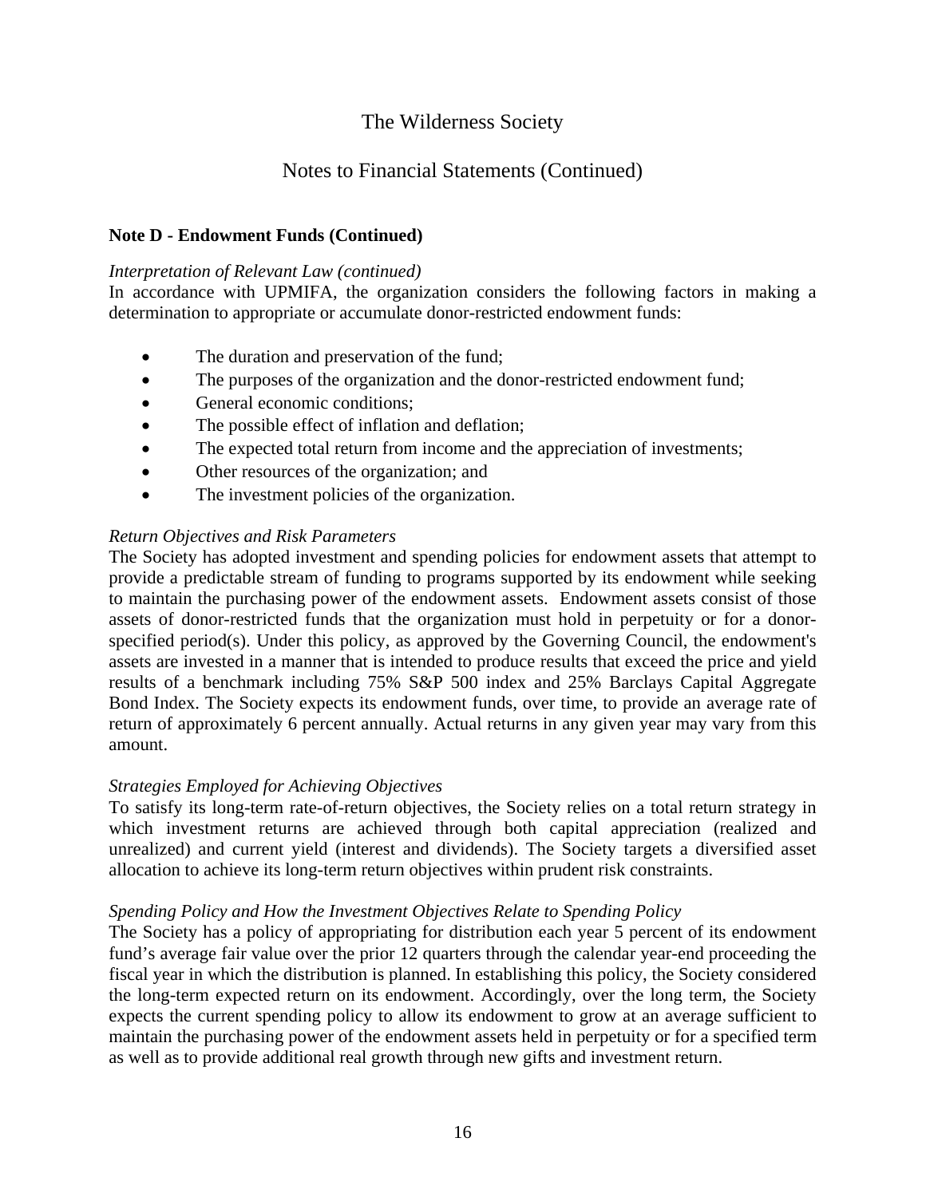# The Wilderness Society

## Notes to Financial Statements (Continued)

**Note D - Endowment Funds (Continued)**

*Interpretation of Relevant Law (continued)*
In accordance with UPMIFA, the organization considers the following factors in making a determination to appropriate or accumulate donor-restricted endowment funds:

- The duration and preservation of the fund;
- The purposes of the organization and the donor-restricted endowment fund;
- General economic conditions;
- The possible effect of inflation and deflation;
- The expected total return from income and the appreciation of investments;
- Other resources of the organization; and
- The investment policies of the organization.

*Return Objectives and Risk Parameters*
The Society has adopted investment and spending policies for endowment assets that attempt to provide a predictable stream of funding to programs supported by its endowment while seeking to maintain the purchasing power of the endowment assets. Endowment assets consist of those assets of donor-restricted funds that the organization must hold in perpetuity or for a donor-specified period(s). Under this policy, as approved by the Governing Council, the endowment's assets are invested in a manner that is intended to produce results that exceed the price and yield results of a benchmark including 75% S&P 500 index and 25% Barclays Capital Aggregate Bond Index. The Society expects its endowment funds, over time, to provide an average rate of return of approximately 6 percent annually. Actual returns in any given year may vary from this amount.

*Strategies Employed for Achieving Objectives*
To satisfy its long-term rate-of-return objectives, the Society relies on a total return strategy in which investment returns are achieved through both capital appreciation (realized and unrealized) and current yield (interest and dividends). The Society targets a diversified asset allocation to achieve its long-term return objectives within prudent risk constraints.

*Spending Policy and How the Investment Objectives Relate to Spending Policy*
The Society has a policy of appropriating for distribution each year 5 percent of its endowment fund's average fair value over the prior 12 quarters through the calendar year-end proceeding the fiscal year in which the distribution is planned. In establishing this policy, the Society considered the long-term expected return on its endowment. Accordingly, over the long term, the Society expects the current spending policy to allow its endowment to grow at an average sufficient to maintain the purchasing power of the endowment assets held in perpetuity or for a specified term as well as to provide additional real growth through new gifts and investment return.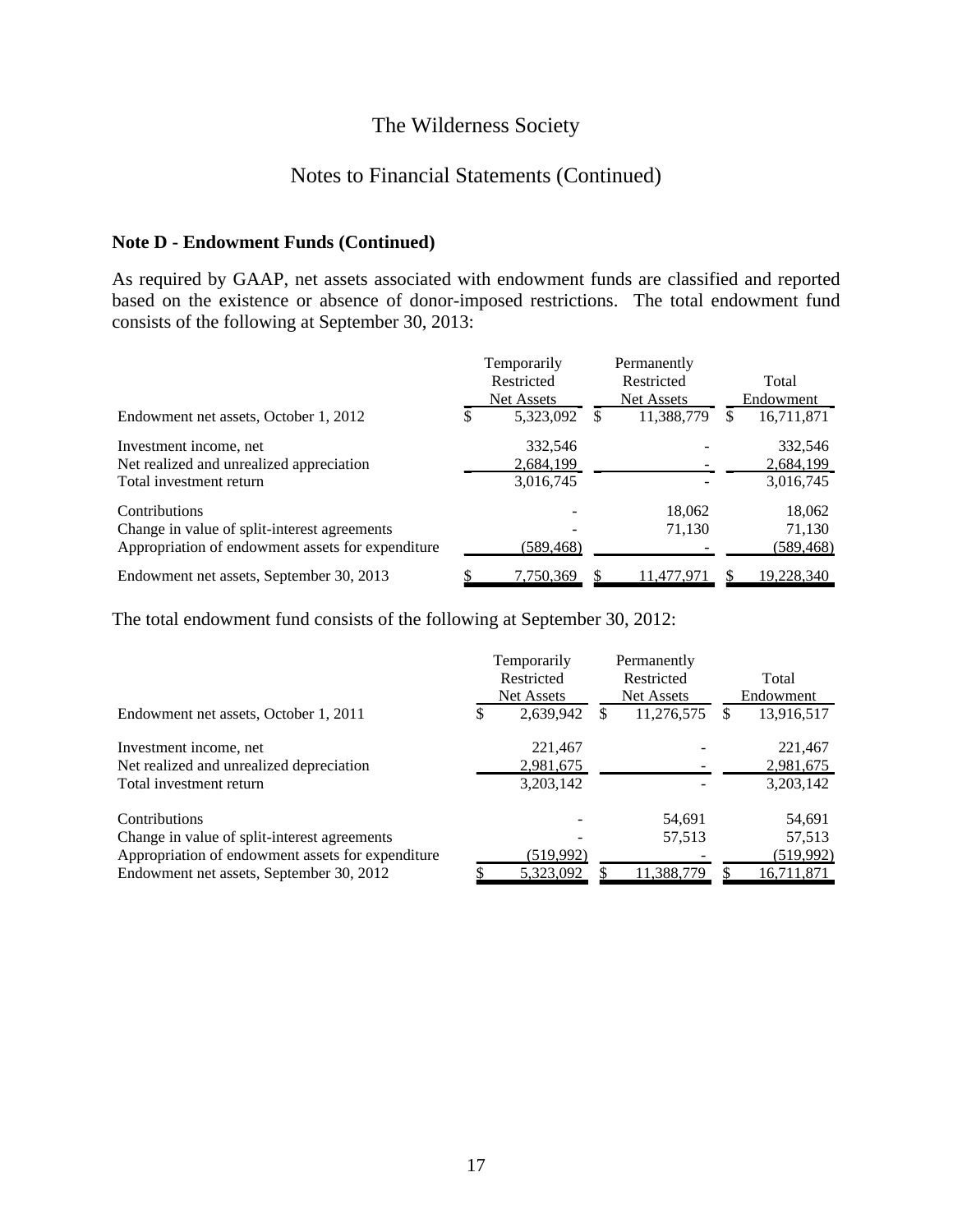# The Wilderness Society

## Notes to Financial Statements (Continued)

**Note D - Endowment Funds (Continued)**

As required by GAAP, net assets associated with endowment funds are classified and reported based on the existence or absence of donor-imposed restrictions. The total endowment fund consists of the following at September 30, 2013:

| | Temporarily Restricted Net Assets | Permanently Restricted Net Assets | Total Endowment |
|---|---|---|---|
| Endowment net assets, October 1, 2012 | $ 5,323,092 | $ 11,388,779 | $ 16,711,871 |
| Investment income, net | 332,546 | - | 332,546 |
| Net realized and unrealized appreciation | 2,684,199 | - | 2,684,199 |
| Total investment return | 3,016,745 | - | 3,016,745 |
| Contributions | - | 18,062 | 18,062 |
| Change in value of split-interest agreements | - | 71,130 | 71,130 |
| Appropriation of endowment assets for expenditure | (589,468) | - | (589,468) |
| Endowment net assets, September 30, 2013 | $ 7,750,369 | $ 11,477,971 | $ 19,228,340 |

The total endowment fund consists of the following at September 30, 2012:

| | Temporarily Restricted Net Assets | Permanently Restricted Net Assets | Total Endowment |
|---|---|---|---|
| Endowment net assets, October 1, 2011 | $ 2,639,942 | $ 11,276,575 | $ 13,916,517 |
| Investment income, net | 221,467 | - | 221,467 |
| Net realized and unrealized depreciation | 2,981,675 | - | 2,981,675 |
| Total investment return | 3,203,142 | - | 3,203,142 |
| Contributions | - | 54,691 | 54,691 |
| Change in value of split-interest agreements | - | 57,513 | 57,513 |
| Appropriation of endowment assets for expenditure | (519,992) | - | (519,992) |
| Endowment net assets, September 30, 2012 | $ 5,323,092 | $ 11,388,779 | $ 16,711,871 |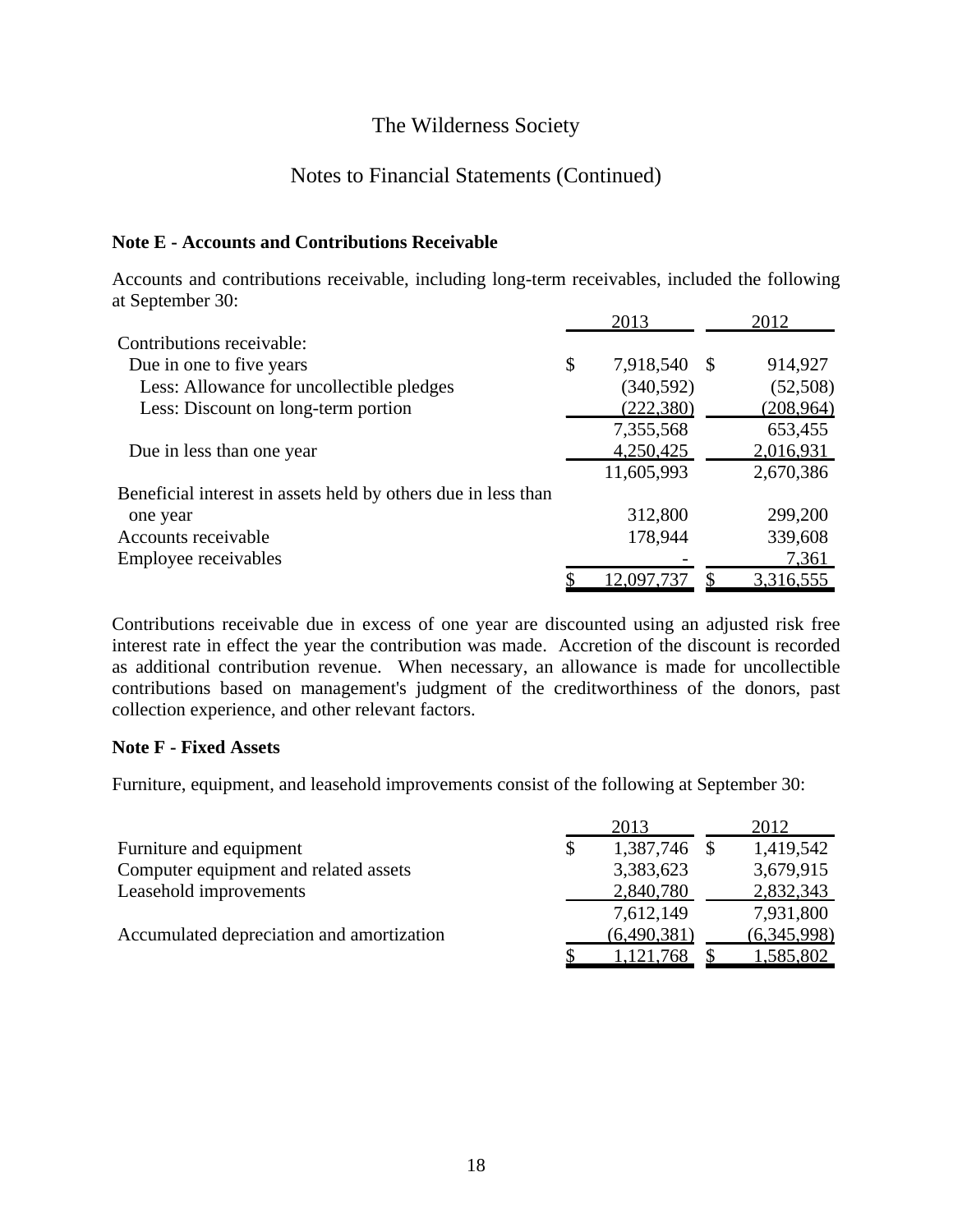The Wilderness Society

Notes to Financial Statements (Continued)

**Note E - Accounts and Contributions Receivable**

Accounts and contributions receivable, including long-term receivables, included the following at September 30:

| | 2013 | 2012 |
|---|---|---|
| Contributions receivable: | | |
| Due in one to five years | $ 7,918,540 | $ 914,927 |
| Less: Allowance for uncollectible pledges | (340,592) | (52,508) |
| Less: Discount on long-term portion | (222,380) | (208,964) |
| | 7,355,568 | 653,455 |
| Due in less than one year | 4,250,425 | 2,016,931 |
| | 11,605,993 | 2,670,386 |
| Beneficial interest in assets held by others due in less than one year | 312,800 | 299,200 |
| Accounts receivable | 178,944 | 339,608 |
| Employee receivables | - | 7,361 |
| | $ 12,097,737 | $ 3,316,555 |

Contributions receivable due in excess of one year are discounted using an adjusted risk free interest rate in effect the year the contribution was made. Accretion of the discount is recorded as additional contribution revenue. When necessary, an allowance is made for uncollectible contributions based on management's judgment of the creditworthiness of the donors, past collection experience, and other relevant factors.

**Note F - Fixed Assets**

Furniture, equipment, and leasehold improvements consist of the following at September 30:

| | 2013 | 2012 |
|---|---|---|
| Furniture and equipment | $ 1,387,746 | $ 1,419,542 |
| Computer equipment and related assets | 3,383,623 | 3,679,915 |
| Leasehold improvements | 2,840,780 | 2,832,343 |
| | 7,612,149 | 7,931,800 |
| Accumulated depreciation and amortization | (6,490,381) | (6,345,998) |
| | $ 1,121,768 | $ 1,585,802 |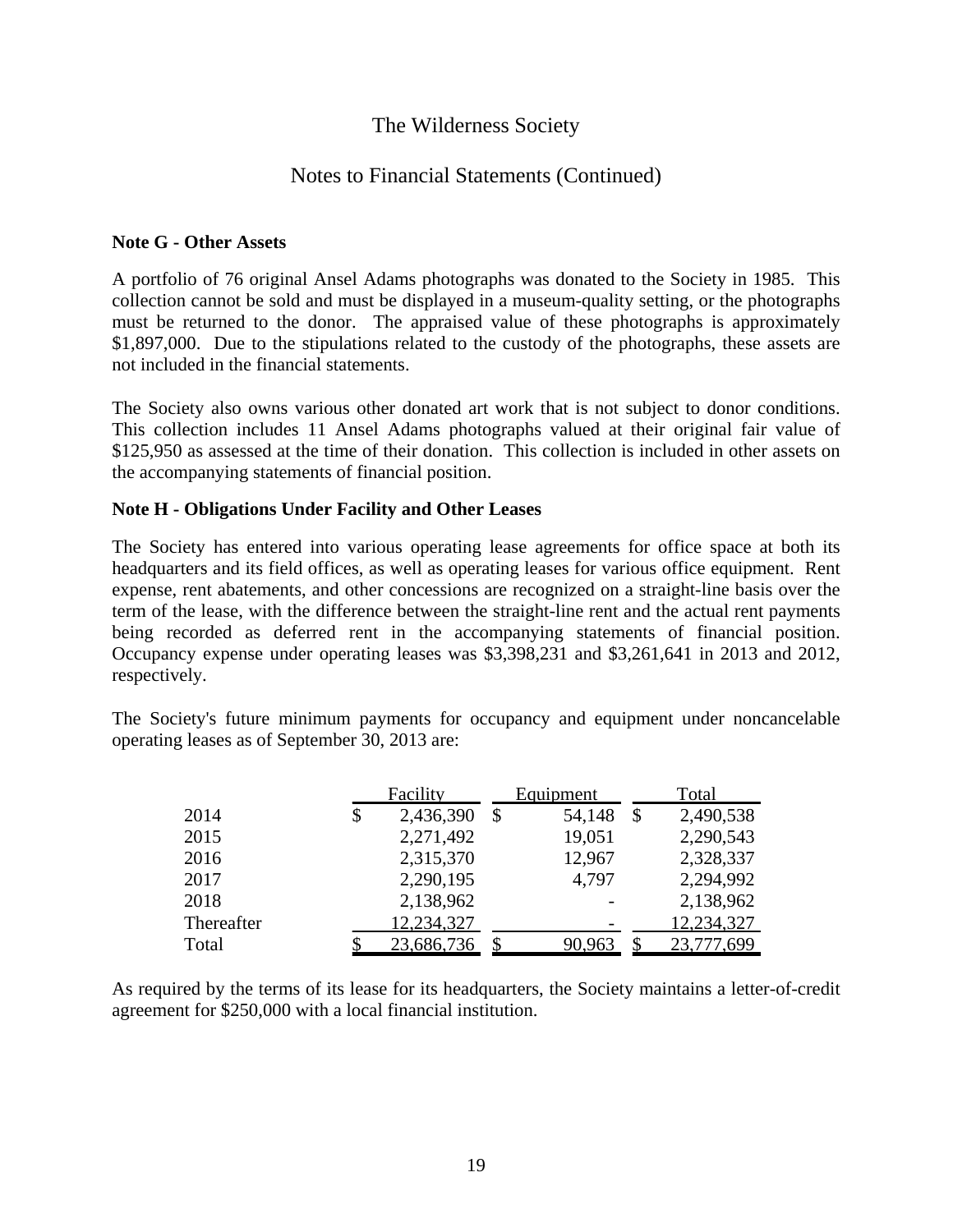The Wilderness Society

Notes to Financial Statements (Continued)

**Note G - Other Assets**

A portfolio of 76 original Ansel Adams photographs was donated to the Society in 1985. This collection cannot be sold and must be displayed in a museum-quality setting, or the photographs must be returned to the donor. The appraised value of these photographs is approximately $1,897,000. Due to the stipulations related to the custody of the photographs, these assets are not included in the financial statements.

The Society also owns various other donated art work that is not subject to donor conditions. This collection includes 11 Ansel Adams photographs valued at their original fair value of $125,950 as assessed at the time of their donation. This collection is included in other assets on the accompanying statements of financial position.

**Note H - Obligations Under Facility and Other Leases**

The Society has entered into various operating lease agreements for office space at both its headquarters and its field offices, as well as operating leases for various office equipment. Rent expense, rent abatements, and other concessions are recognized on a straight-line basis over the term of the lease, with the difference between the straight-line rent and the actual rent payments being recorded as deferred rent in the accompanying statements of financial position. Occupancy expense under operating leases was $3,398,231 and $3,261,641 in 2013 and 2012, respectively.

The Society's future minimum payments for occupancy and equipment under noncancelable operating leases as of September 30, 2013 are:

| | Facility | Equipment | Total |
|---|---|---|---|
| 2014 | $ 2,436,390 | $ 54,148 | $ 2,490,538 |
| 2015 | 2,271,492 | 19,051 | 2,290,543 |
| 2016 | 2,315,370 | 12,967 | 2,328,337 |
| 2017 | 2,290,195 | 4,797 | 2,294,992 |
| 2018 | 2,138,962 | - | 2,138,962 |
| Thereafter | 12,234,327 | - | 12,234,327 |
| Total | $ 23,686,736 | $ 90,963 | $ 23,777,699 |

As required by the terms of its lease for its headquarters, the Society maintains a letter-of-credit agreement for $250,000 with a local financial institution.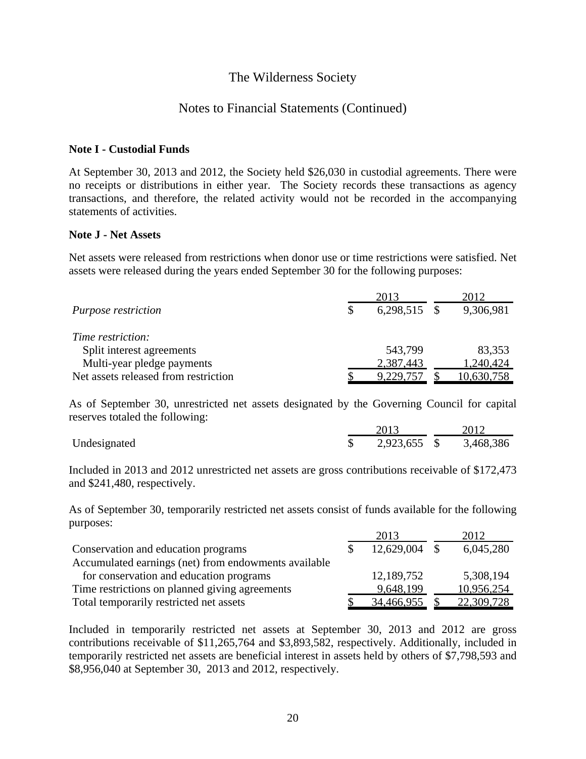The Wilderness Society

Notes to Financial Statements (Continued)

**Note I - Custodial Funds**

At September 30, 2013 and 2012, the Society held $26,030 in custodial agreements. There were no receipts or distributions in either year. The Society records these transactions as agency transactions, and therefore, the related activity would not be recorded in the accompanying statements of activities.

**Note J - Net Assets**

Net assets were released from restrictions when donor use or time restrictions were satisfied. Net assets were released during the years ended September 30 for the following purposes:

| | 2013 | 2012 |
|---|---|---|
| *Purpose restriction* | $ 6,298,515 | $ 9,306,981 |
| *Time restriction:* | | |
| Split interest agreements | 543,799 | 83,353 |
| Multi-year pledge payments | 2,387,443 | 1,240,424 |
| Net assets released from restriction | $ 9,229,757 | $ 10,630,758 |

As of September 30, unrestricted net assets designated by the Governing Council for capital reserves totaled the following:

| | 2013 | 2012 |
|---|---|---|
| Undesignated | $ 2,923,655 | $ 3,468,386 |

Included in 2013 and 2012 unrestricted net assets are gross contributions receivable of $172,473 and $241,480, respectively.

As of September 30, temporarily restricted net assets consist of funds available for the following purposes:

| | 2013 | 2012 |
|---|---|---|
| Conservation and education programs | $ 12,629,004 | $ 6,045,280 |
| Accumulated earnings (net) from endowments available for conservation and education programs | 12,189,752 | 5,308,194 |
| Time restrictions on planned giving agreements | 9,648,199 | 10,956,254 |
| Total temporarily restricted net assets | $ 34,466,955 | $ 22,309,728 |

Included in temporarily restricted net assets at September 30, 2013 and 2012 are gross contributions receivable of $11,265,764 and $3,893,582, respectively. Additionally, included in temporarily restricted net assets are beneficial interest in assets held by others of $7,798,593 and $8,956,040 at September 30, 2013 and 2012, respectively.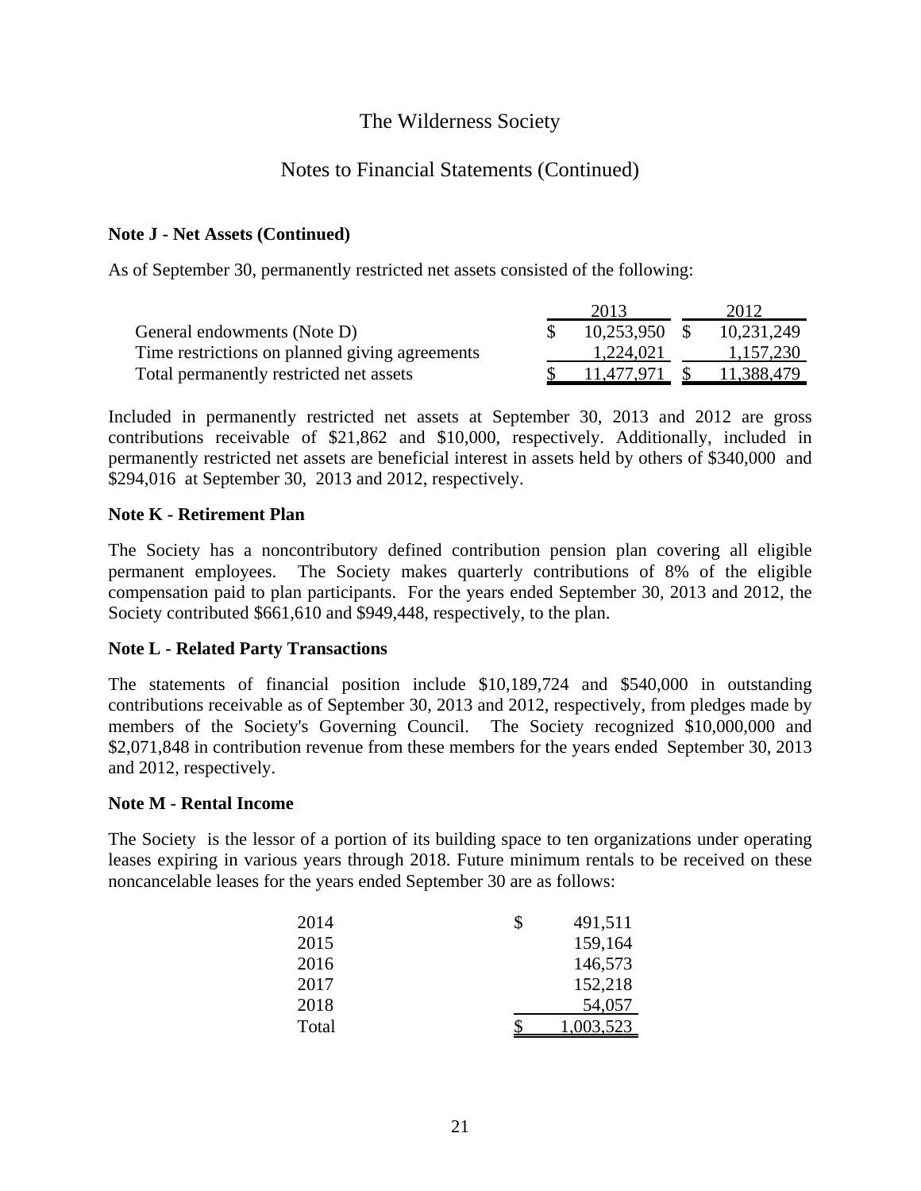# The Wilderness Society

## Notes to Financial Statements (Continued)

### Note J - Net Assets (Continued)

As of September 30, permanently restricted net assets consisted of the following:

| | 2013 | 2012 |
|---|---|---|
| General endowments (Note D) | $ 10,253,950 | $ 10,231,249 |
| Time restrictions on planned giving agreements | 1,224,021 | 1,157,230 |
| Total permanently restricted net assets | $ 11,477,971 | $ 11,388,479 |

Included in permanently restricted net assets at September 30, 2013 and 2012 are gross contributions receivable of $21,862 and $10,000, respectively. Additionally, included in permanently restricted net assets are beneficial interest in assets held by others of $340,000 and $294,016 at September 30, 2013 and 2012, respectively.

### Note K - Retirement Plan

The Society has a noncontributory defined contribution pension plan covering all eligible permanent employees. The Society makes quarterly contributions of 8% of the eligible compensation paid to plan participants. For the years ended September 30, 2013 and 2012, the Society contributed $661,610 and $949,448, respectively, to the plan.

### Note L - Related Party Transactions

The statements of financial position include $10,189,724 and $540,000 in outstanding contributions receivable as of September 30, 2013 and 2012, respectively, from pledges made by members of the Society's Governing Council. The Society recognized $10,000,000 and $2,071,848 in contribution revenue from these members for the years ended September 30, 2013 and 2012, respectively.

### Note M - Rental Income

The Society is the lessor of a portion of its building space to ten organizations under operating leases expiring in various years through 2018. Future minimum rentals to be received on these noncancelable leases for the years ended September 30 are as follows:

| | |
|---|---|
| 2014 | $ 491,511 |
| 2015 | 159,164 |
| 2016 | 146,573 |
| 2017 | 152,218 |
| 2018 | 54,057 |
| Total | $ 1,003,523 |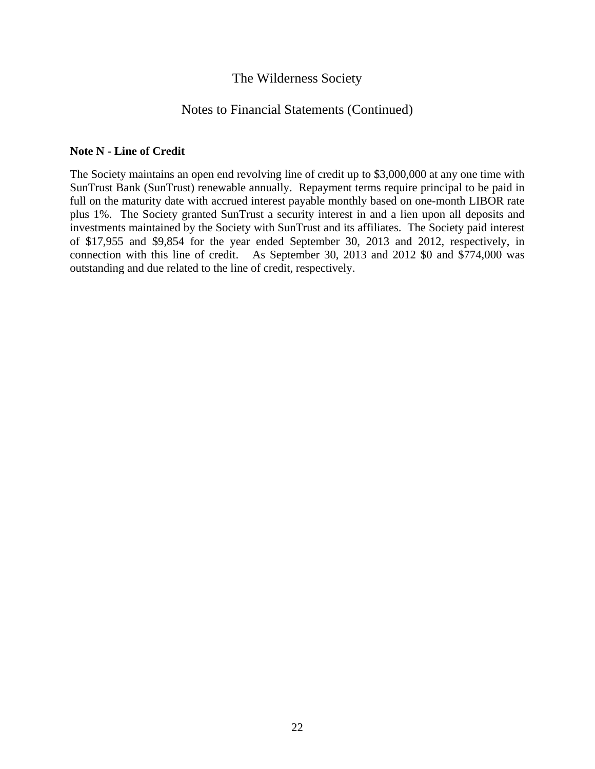**Note N - Line of Credit**

The Society maintains an open end revolving line of credit up to $3,000,000 at any one time with SunTrust Bank (SunTrust) renewable annually. Repayment terms require principal to be paid in full on the maturity date with accrued interest payable monthly based on one-month LIBOR rate plus 1%. The Society granted SunTrust a security interest in and a lien upon all deposits and investments maintained by the Society with SunTrust and its affiliates. The Society paid interest of $17,955 and $9,854 for the year ended September 30, 2013 and 2012, respectively, in connection with this line of credit. As September 30, 2013 and 2012 $0 and $774,000 was outstanding and due related to the line of credit, respectively.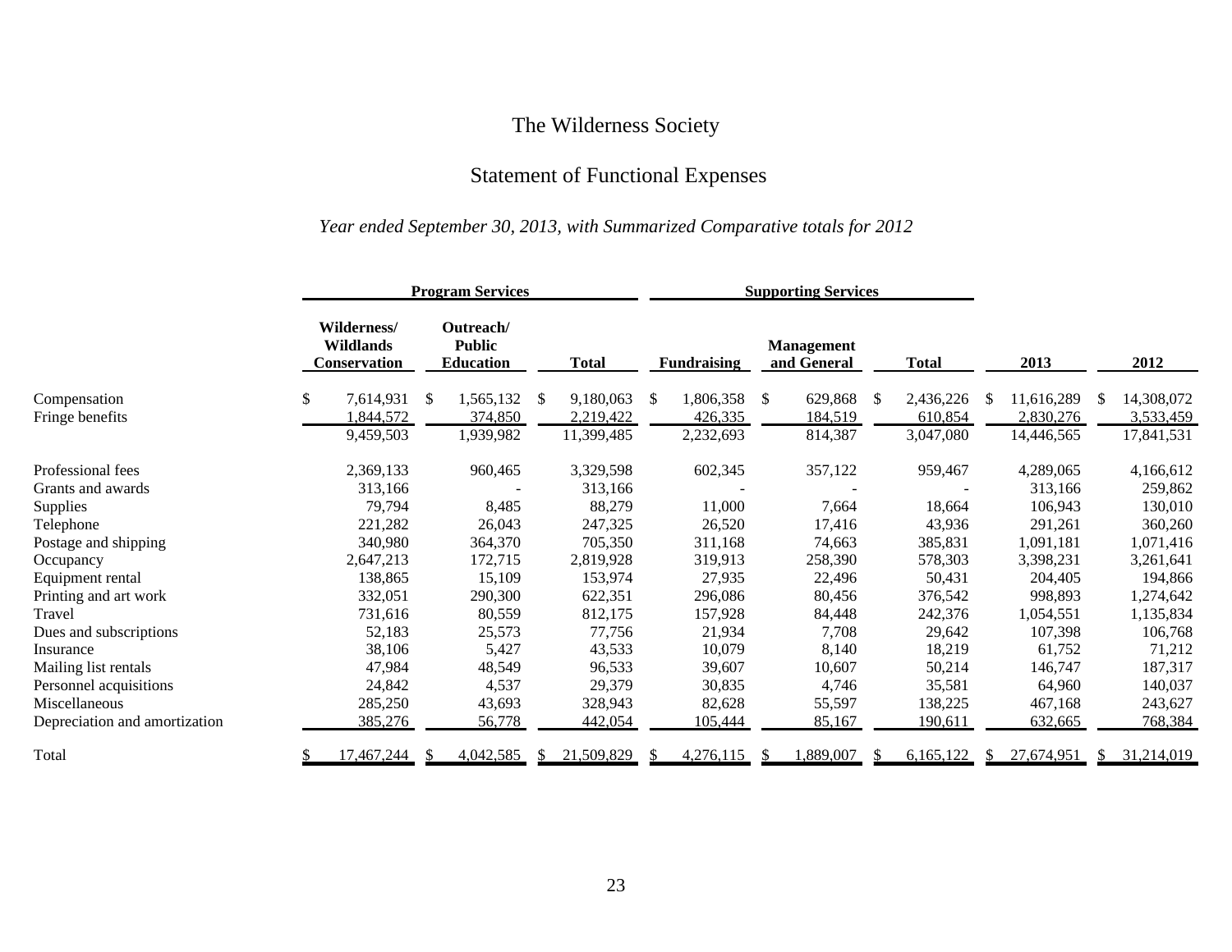# The Wilderness Society

## Statement of Functional Expenses

*Year ended September 30, 2013, with Summarized Comparative totals for 2012*

| | Program Services | | | Supporting Services | | | | |
|---|---|---|---|---|---|---|---|---|
| | **Wilderness/ Wildlands Conservation** | **Outreach/ Public Education** | **Total** | **Fundraising** | **Management and General** | **Total** | **2013** | **2012** |
| Compensation | $ 7,614,931 | $ 1,565,132 | $ 9,180,063 | $ 1,806,358 | $ 629,868 | $ 2,436,226 | $ 11,616,289 | $ 14,308,072 |
| Fringe benefits | 1,844,572 | 374,850 | 2,219,422 | 426,335 | 184,519 | 610,854 | 2,830,276 | 3,533,459 |
| | 9,459,503 | 1,939,982 | 11,399,485 | 2,232,693 | 814,387 | 3,047,080 | 14,446,565 | 17,841,531 |
| Professional fees | 2,369,133 | 960,465 | 3,329,598 | 602,345 | 357,122 | 959,467 | 4,289,065 | 4,166,612 |
| Grants and awards | 313,166 | - | 313,166 | - | - | - | 313,166 | 259,862 |
| Supplies | 79,794 | 8,485 | 88,279 | 11,000 | 7,664 | 18,664 | 106,943 | 130,010 |
| Telephone | 221,282 | 26,043 | 247,325 | 26,520 | 17,416 | 43,936 | 291,261 | 360,260 |
| Postage and shipping | 340,980 | 364,370 | 705,350 | 311,168 | 74,663 | 385,831 | 1,091,181 | 1,071,416 |
| Occupancy | 2,647,213 | 172,715 | 2,819,928 | 319,913 | 258,390 | 578,303 | 3,398,231 | 3,261,641 |
| Equipment rental | 138,865 | 15,109 | 153,974 | 27,935 | 22,496 | 50,431 | 204,405 | 194,866 |
| Printing and art work | 332,051 | 290,300 | 622,351 | 296,086 | 80,456 | 376,542 | 998,893 | 1,274,642 |
| Travel | 731,616 | 80,559 | 812,175 | 157,928 | 84,448 | 242,376 | 1,054,551 | 1,135,834 |
| Dues and subscriptions | 52,183 | 25,573 | 77,756 | 21,934 | 7,708 | 29,642 | 107,398 | 106,768 |
| Insurance | 38,106 | 5,427 | 43,533 | 10,079 | 8,140 | 18,219 | 61,752 | 71,212 |
| Mailing list rentals | 47,984 | 48,549 | 96,533 | 39,607 | 10,607 | 50,214 | 146,747 | 187,317 |
| Personnel acquisitions | 24,842 | 4,537 | 29,379 | 30,835 | 4,746 | 35,581 | 64,960 | 140,037 |
| Miscellaneous | 285,250 | 43,693 | 328,943 | 82,628 | 55,597 | 138,225 | 467,168 | 243,627 |
| Depreciation and amortization | 385,276 | 56,778 | 442,054 | 105,444 | 85,167 | 190,611 | 632,665 | 768,384 |
| Total | $ 17,467,244 | $ 4,042,585 | $ 21,509,829 | $ 4,276,115 | $ 1,889,007 | $ 6,165,122 | $ 27,674,951 | $ 31,214,019 |